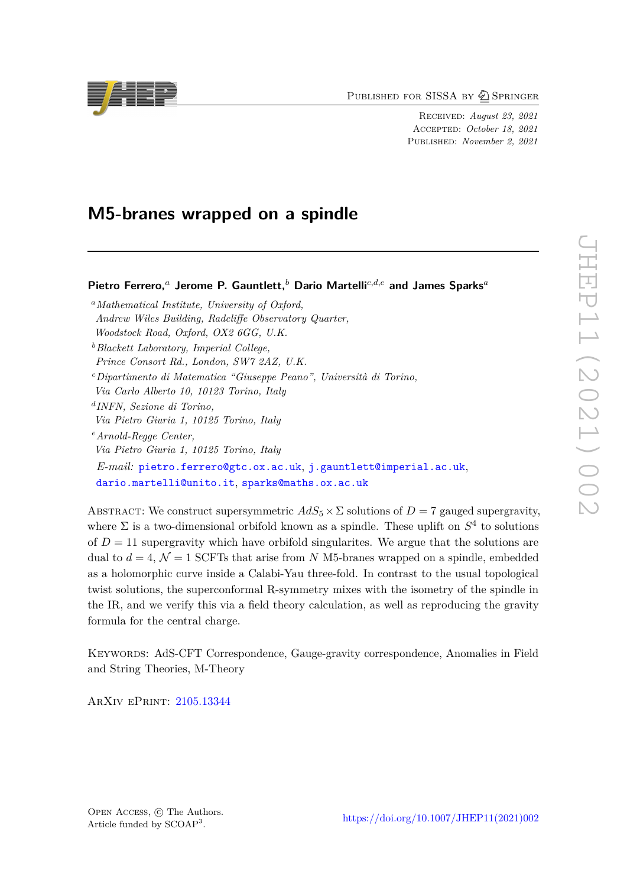# M5-branes wrapped on a spindle

**Pietro Ferrero,**[a] **Jerome P. Gauntlett,**[b] **Dario Martelli**[c,d,e] **and James Sparks**[a]

[a] *Mathematical Institute, University of Oxford, Andrew Wiles Building, Radcliffe Observatory Quarter, Woodstock Road, Oxford, OX2 6GG, U.K.*

[b] *Blackett Laboratory, Imperial College, Prince Consort Rd., London, SW7 2AZ, U.K.*

[c] *Dipartimento di Matematica "Giuseppe Peano", Università di Torino, Via Carlo Alberto 10, 10123 Torino, Italy*

[d] *INFN, Sezione di Torino, Via Pietro Giuria 1, 10125 Torino, Italy*

[e] *Arnold-Regge Center, Via Pietro Giuria 1, 10125 Torino, Italy*

*E-mail:* pietro.ferrero@gtc.ox.ac.uk, j.gauntlett@imperial.ac.uk, dario.martelli@unito.it, sparks@maths.ox.ac.uk

Abstract: We construct supersymmetric $AdS_5 \times \Sigma$ solutions of $D = 7$ gauged supergravity, where $\Sigma$ is a two-dimensional orbifold known as a spindle. These uplift on $S^4$ to solutions of $D = 11$ supergravity which have orbifold singularities. We argue that the solutions are dual to $d = 4$, $\mathcal{N} = 1$ SCFTs that arise from $N$ M5-branes wrapped on a spindle, embedded as a holomorphic curve inside a Calabi-Yau three-fold. In contrast to the usual topological twist solutions, the superconformal R-symmetry mixes with the isometry of the spindle in the IR, and we verify this via a field theory calculation, as well as reproducing the gravity formula for the central charge.

Keywords: AdS-CFT Correspondence, Gauge-gravity correspondence, Anomalies in Field and String Theories, M-Theory

ArXiv ePrint: 2105.13344

Open Access, © The Authors.
Article funded by SCOAP[3].

https://doi.org/10.1007/JHEP11(2021)002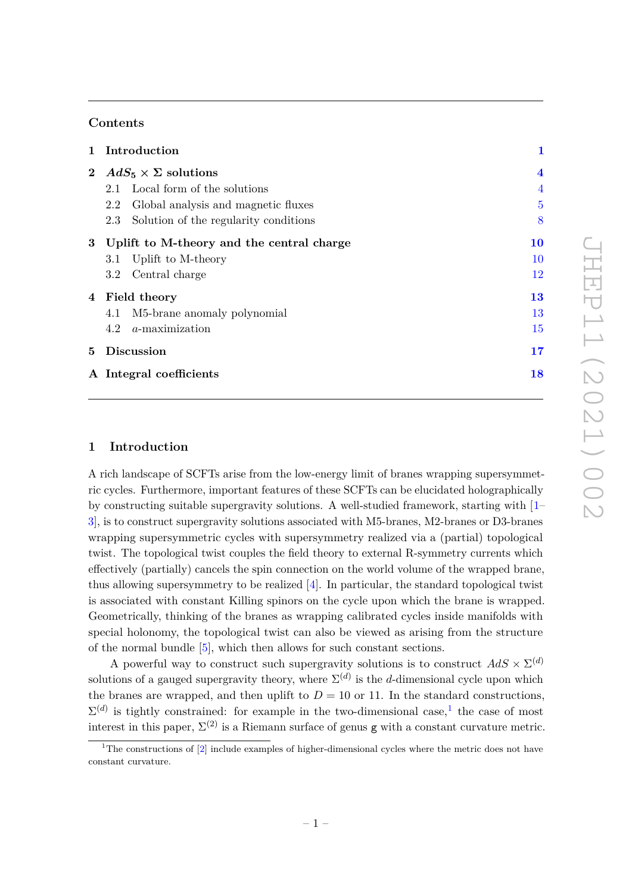## Contents

| | | |
|---|---|---|
| 1 | Introduction | 1 |
| 2 | $AdS_5 \times \Sigma$ solutions | 4 |
| | 2.1 Local form of the solutions | 4 |
| | 2.2 Global analysis and magnetic fluxes | 5 |
| | 2.3 Solution of the regularity conditions | 8 |
| 3 | Uplift to M-theory and the central charge | 10 |
| | 3.1 Uplift to M-theory | 10 |
| | 3.2 Central charge | 12 |
| 4 | Field theory | 13 |
| | 4.1 M5-brane anomaly polynomial | 13 |
| | 4.2 $a$-maximization | 15 |
| 5 | Discussion | 17 |
| A | Integral coefficients | 18 |

## 1 Introduction

A rich landscape of SCFTs arise from the low-energy limit of branes wrapping supersymmetric cycles. Furthermore, important features of these SCFTs can be elucidated holographically by constructing suitable supergravity solutions. A well-studied framework, starting with [1–3], is to construct supergravity solutions associated with M5-branes, M2-branes or D3-branes wrapping supersymmetric cycles with supersymmetry realized via a (partial) topological twist. The topological twist couples the field theory to external R-symmetry currents which effectively (partially) cancels the spin connection on the world volume of the wrapped brane, thus allowing supersymmetry to be realized [4]. In particular, the standard topological twist is associated with constant Killing spinors on the cycle upon which the brane is wrapped. Geometrically, thinking of the branes as wrapping calibrated cycles inside manifolds with special holonomy, the topological twist can also be viewed as arising from the structure of the normal bundle [5], which then allows for such constant sections.

A powerful way to construct such supergravity solutions is to construct $AdS \times \Sigma^{(d)}$ solutions of a gauged supergravity theory, where $\Sigma^{(d)}$ is the $d$-dimensional cycle upon which the branes are wrapped, and then uplift to $D = 10$ or 11. In the standard constructions, $\Sigma^{(d)}$ is tightly constrained: for example in the two-dimensional case,[1] the case of most interest in this paper, $\Sigma^{(2)}$ is a Riemann surface of genus $\mathtt{g}$ with a constant curvature metric.

[1] The constructions of [2] include examples of higher-dimensional cycles where the metric does not have constant curvature.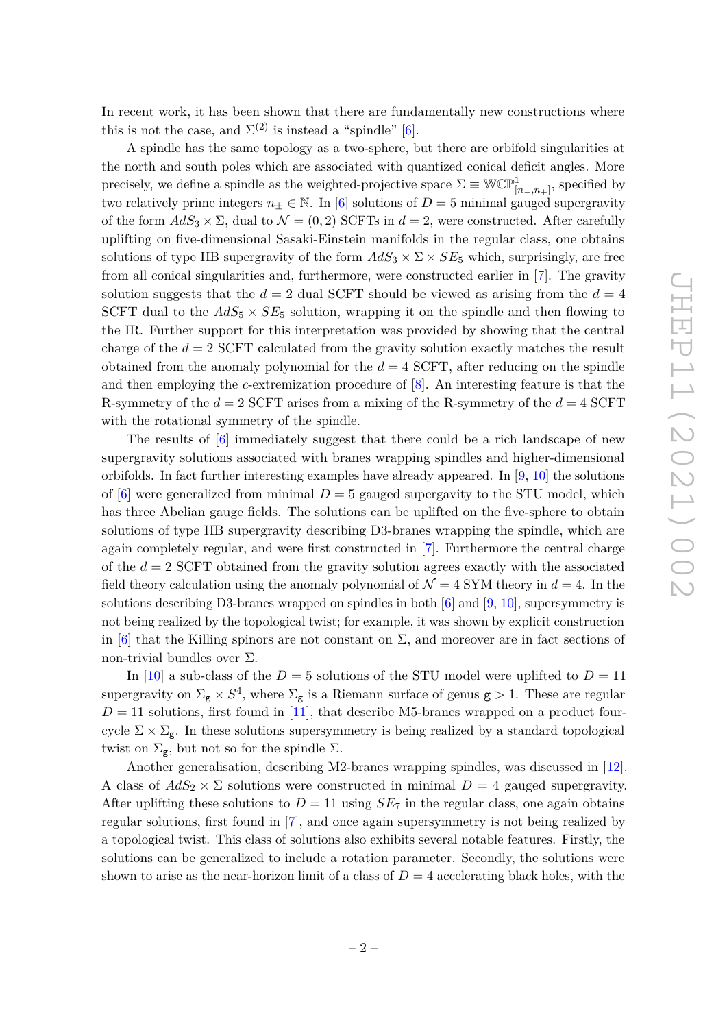In recent work, it has been shown that there are fundamentally new constructions where this is not the case, and $\Sigma^{(2)}$ is instead a "spindle" [6].

A spindle has the same topology as a two-sphere, but there are orbifold singularities at the north and south poles which are associated with quantized conical deficit angles. More precisely, we define a spindle as the weighted-projective space $\Sigma \equiv \mathbb{WCP}^1_{[n_-,n_+]}$, specified by two relatively prime integers $n_\pm \in \mathbb{N}$. In [6] solutions of $D=5$ minimal gauged supergravity of the form $AdS_3 \times \Sigma$, dual to $\mathcal{N}=(0,2)$ SCFTs in $d=2$, were constructed. After carefully uplifting on five-dimensional Sasaki-Einstein manifolds in the regular class, one obtains solutions of type IIB supergravity of the form $AdS_3 \times \Sigma \times SE_5$ which, surprisingly, are free from all conical singularities and, furthermore, were constructed earlier in [7]. The gravity solution suggests that the $d=2$ dual SCFT should be viewed as arising from the $d=4$ SCFT dual to the $AdS_5 \times SE_5$ solution, wrapping it on the spindle and then flowing to the IR. Further support for this interpretation was provided by showing that the central charge of the $d=2$ SCFT calculated from the gravity solution exactly matches the result obtained from the anomaly polynomial for the $d=4$ SCFT, after reducing on the spindle and then employing the $c$-extremization procedure of [8]. An interesting feature is that the R-symmetry of the $d=2$ SCFT arises from a mixing of the R-symmetry of the $d=4$ SCFT with the rotational symmetry of the spindle.

The results of [6] immediately suggest that there could be a rich landscape of new supergravity solutions associated with branes wrapping spindles and higher-dimensional orbifolds. In fact further interesting examples have already appeared. In [9, 10] the solutions of [6] were generalized from minimal $D=5$ gauged supergavity to the STU model, which has three Abelian gauge fields. The solutions can be uplifted on the five-sphere to obtain solutions of type IIB supergravity describing D3-branes wrapping the spindle, which are again completely regular, and were first constructed in [7]. Furthermore the central charge of the $d=2$ SCFT obtained from the gravity solution agrees exactly with the associated field theory calculation using the anomaly polynomial of $\mathcal{N}=4$ SYM theory in $d=4$. In the solutions describing D3-branes wrapped on spindles in both [6] and [9, 10], supersymmetry is not being realized by the topological twist; for example, it was shown by explicit construction in [6] that the Killing spinors are not constant on $\Sigma$, and moreover are in fact sections of non-trivial bundles over $\Sigma$.

In [10] a sub-class of the $D=5$ solutions of the STU model were uplifted to $D=11$ supergravity on $\Sigma_{\mathtt{g}} \times S^4$, where $\Sigma_{\mathtt{g}}$ is a Riemann surface of genus $\mathtt{g}>1$. These are regular $D=11$ solutions, first found in [11], that describe M5-branes wrapped on a product four-cycle $\Sigma \times \Sigma_{\mathtt{g}}$. In these solutions supersymmetry is being realized by a standard topological twist on $\Sigma_{\mathtt{g}}$, but not so for the spindle $\Sigma$.

Another generalisation, describing M2-branes wrapping spindles, was discussed in [12]. A class of $AdS_2 \times \Sigma$ solutions were constructed in minimal $D=4$ gauged supergravity. After uplifting these solutions to $D=11$ using $SE_7$ in the regular class, one again obtains regular solutions, first found in [7], and once again supersymmetry is not being realized by a topological twist. This class of solutions also exhibits several notable features. Firstly, the solutions can be generalized to include a rotation parameter. Secondly, the solutions were shown to arise as the near-horizon limit of a class of $D=4$ accelerating black holes, with the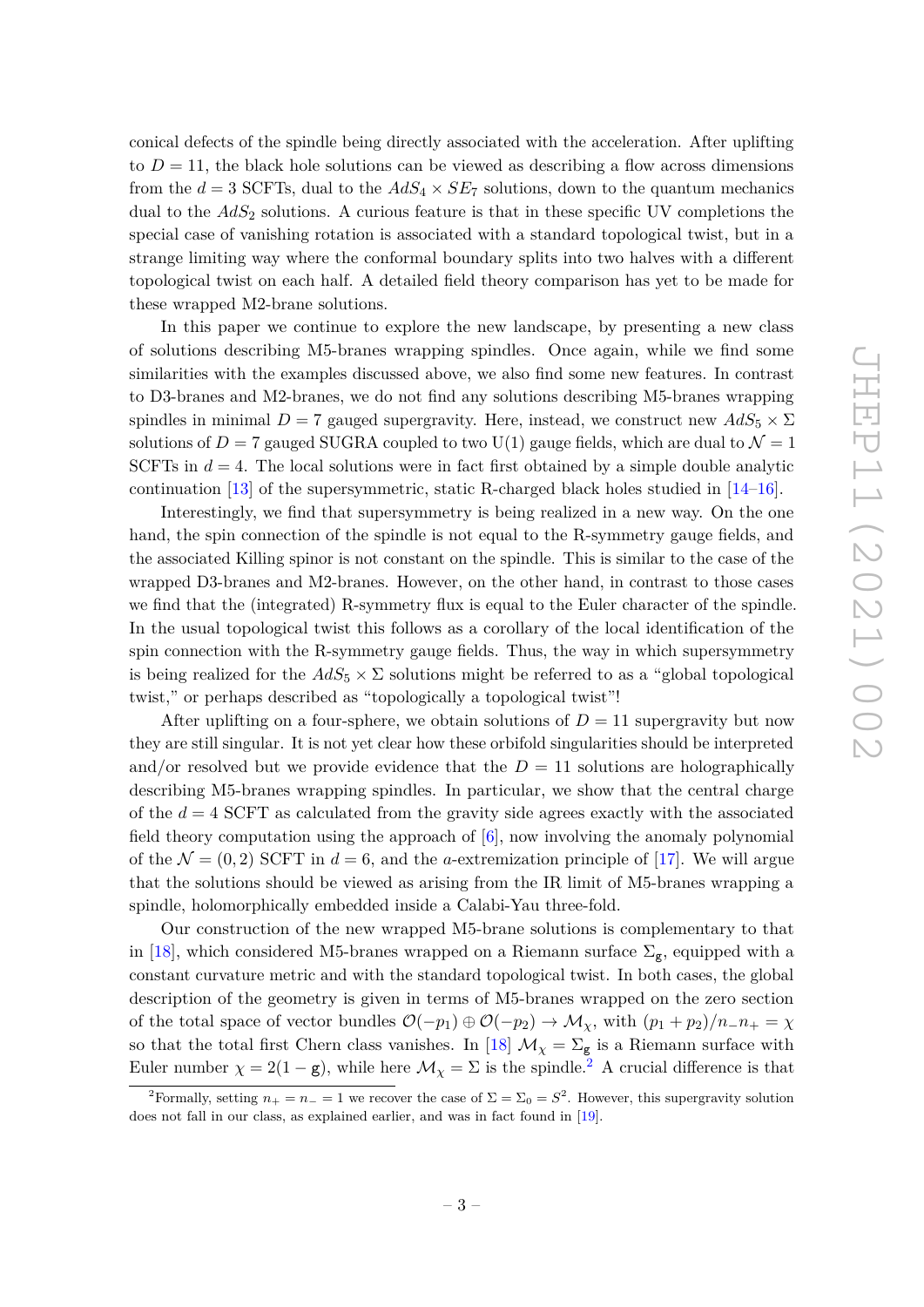conical defects of the spindle being directly associated with the acceleration. After uplifting to $D = 11$, the black hole solutions can be viewed as describing a flow across dimensions from the $d = 3$ SCFTs, dual to the $AdS_4 \times SE_7$ solutions, down to the quantum mechanics dual to the $AdS_2$ solutions. A curious feature is that in these specific UV completions the special case of vanishing rotation is associated with a standard topological twist, but in a strange limiting way where the conformal boundary splits into two halves with a different topological twist on each half. A detailed field theory comparison has yet to be made for these wrapped M2-brane solutions.

In this paper we continue to explore the new landscape, by presenting a new class of solutions describing M5-branes wrapping spindles. Once again, while we find some similarities with the examples discussed above, we also find some new features. In contrast to D3-branes and M2-branes, we do not find any solutions describing M5-branes wrapping spindles in minimal $D = 7$ gauged supergravity. Here, instead, we construct new $AdS_5 \times \Sigma$ solutions of $D = 7$ gauged SUGRA coupled to two U(1) gauge fields, which are dual to $\mathcal{N} = 1$ SCFTs in $d = 4$. The local solutions were in fact first obtained by a simple double analytic continuation [13] of the supersymmetric, static R-charged black holes studied in [14–16].

Interestingly, we find that supersymmetry is being realized in a new way. On the one hand, the spin connection of the spindle is not equal to the R-symmetry gauge fields, and the associated Killing spinor is not constant on the spindle. This is similar to the case of the wrapped D3-branes and M2-branes. However, on the other hand, in contrast to those cases we find that the (integrated) R-symmetry flux is equal to the Euler character of the spindle. In the usual topological twist this follows as a corollary of the local identification of the spin connection with the R-symmetry gauge fields. Thus, the way in which supersymmetry is being realized for the $AdS_5 \times \Sigma$ solutions might be referred to as a "global topological twist," or perhaps described as "topologically a topological twist"!

After uplifting on a four-sphere, we obtain solutions of $D = 11$ supergravity but now they are still singular. It is not yet clear how these orbifold singularities should be interpreted and/or resolved but we provide evidence that the $D = 11$ solutions are holographically describing M5-branes wrapping spindles. In particular, we show that the central charge of the $d = 4$ SCFT as calculated from the gravity side agrees exactly with the associated field theory computation using the approach of [6], now involving the anomaly polynomial of the $\mathcal{N} = (0, 2)$ SCFT in $d = 6$, and the $a$-extremization principle of [17]. We will argue that the solutions should be viewed as arising from the IR limit of M5-branes wrapping a spindle, holomorphically embedded inside a Calabi-Yau three-fold.

Our construction of the new wrapped M5-brane solutions is complementary to that in [18], which considered M5-branes wrapped on a Riemann surface $\Sigma_{\mathtt{g}}$, equipped with a constant curvature metric and with the standard topological twist. In both cases, the global description of the geometry is given in terms of M5-branes wrapped on the zero section of the total space of vector bundles $\mathcal{O}(-p_1) \oplus \mathcal{O}(-p_2) \to \mathcal{M}_\chi$, with $(p_1 + p_2)/n_- n_+ = \chi$ so that the total first Chern class vanishes. In [18] $\mathcal{M}_\chi = \Sigma_{\mathtt{g}}$ is a Riemann surface with Euler number $\chi = 2(1 - \mathtt{g})$, while here $\mathcal{M}_\chi = \Sigma$ is the spindle.[2] A crucial difference is that

[2] Formally, setting $n_+ = n_- = 1$ we recover the case of $\Sigma = \Sigma_0 = S^2$. However, this supergravity solution does not fall in our class, as explained earlier, and was in fact found in [19].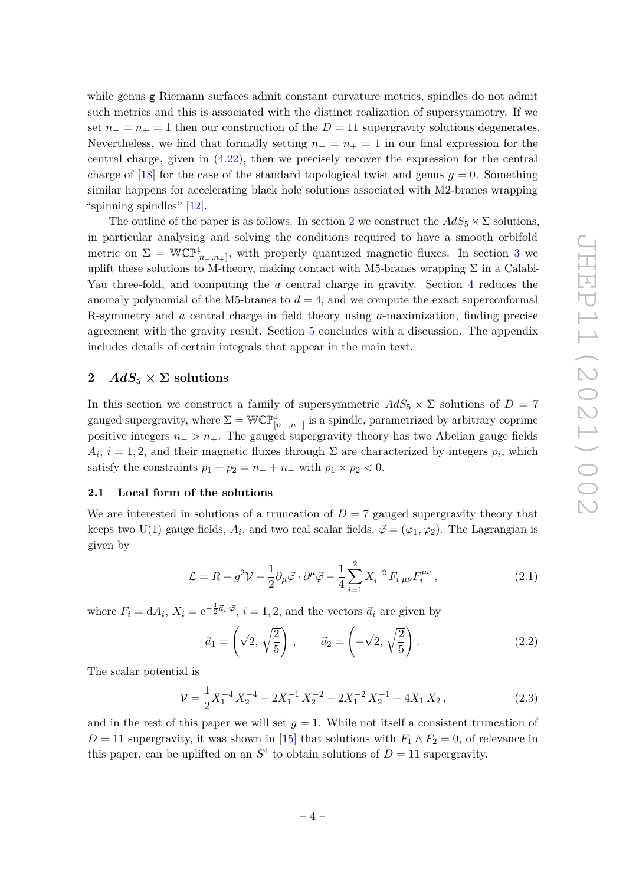while genus g Riemann surfaces admit constant curvature metrics, spindles do not admit such metrics and this is associated with the distinct realization of supersymmetry. If we set $n_- = n_+ = 1$ then our construction of the $D = 11$ supergravity solutions degenerates. Nevertheless, we find that formally setting $n_- = n_+ = 1$ in our final expression for the central charge, given in (4.22), then we precisely recover the expression for the central charge of [18] for the case of the standard topological twist and genus $g = 0$. Something similar happens for accelerating black hole solutions associated with M2-branes wrapping "spinning spindles" [12].

The outline of the paper is as follows. In section 2 we construct the $AdS_5 \times \Sigma$ solutions, in particular analysing and solving the conditions required to have a smooth orbifold metric on $\Sigma = \mathbb{WCP}^1_{[n_-,n_+]}$, with properly quantized magnetic fluxes. In section 3 we uplift these solutions to M-theory, making contact with M5-branes wrapping $\Sigma$ in a Calabi-Yau three-fold, and computing the $a$ central charge in gravity. Section 4 reduces the anomaly polynomial of the M5-branes to $d = 4$, and we compute the exact superconformal R-symmetry and $a$ central charge in field theory using $a$-maximization, finding precise agreement with the gravity result. Section 5 concludes with a discussion. The appendix includes details of certain integrals that appear in the main text.

## 2 $AdS_5 \times \Sigma$ solutions

In this section we construct a family of supersymmetric $AdS_5 \times \Sigma$ solutions of $D = 7$ gauged supergravity, where $\Sigma = \mathbb{WCP}^1_{[n_-,n_+]}$ is a spindle, parametrized by arbitrary coprime positive integers $n_- > n_+$. The gauged supergravity theory has two Abelian gauge fields $A_i$, $i = 1, 2$, and their magnetic fluxes through $\Sigma$ are characterized by integers $p_i$, which satisfy the constraints $p_1 + p_2 = n_- + n_+$ with $p_1 \times p_2 < 0$.

### 2.1 Local form of the solutions

We are interested in solutions of a truncation of $D = 7$ gauged supergravity theory that keeps two U(1) gauge fields, $A_i$, and two real scalar fields, $\vec{\varphi} = (\varphi_1, \varphi_2)$. The Lagrangian is given by

$$\mathcal{L} = R - g^2 \mathcal{V} - \frac{1}{2} \partial_\mu \vec{\varphi} \cdot \partial^\mu \vec{\varphi} - \frac{1}{4} \sum_{i=1}^{2} X_i^{-2} F_{i\,\mu\nu} F_i^{\mu\nu} , \tag{2.1}$$

where $F_i = \mathrm{d}A_i$, $X_i = \mathrm{e}^{-\frac{1}{2}\vec{a}_i \cdot \vec{\varphi}}$, $i = 1, 2$, and the vectors $\vec{a}_i$ are given by

$$\vec{a}_1 = \left( \sqrt{2},\, \sqrt{\frac{2}{5}} \right) , \qquad \vec{a}_2 = \left( -\sqrt{2},\, \sqrt{\frac{2}{5}} \right) . \tag{2.2}$$

The scalar potential is

$$\mathcal{V} = \frac{1}{2} X_1^{-4} X_2^{-4} - 2 X_1^{-1} X_2^{-2} - 2 X_1^{-2} X_2^{-1} - 4 X_1 X_2 , \tag{2.3}$$

and in the rest of this paper we will set $g = 1$. While not itself a consistent truncation of $D = 11$ supergravity, it was shown in [15] that solutions with $F_1 \wedge F_2 = 0$, of relevance in this paper, can be uplifted on an $S^4$ to obtain solutions of $D = 11$ supergravity.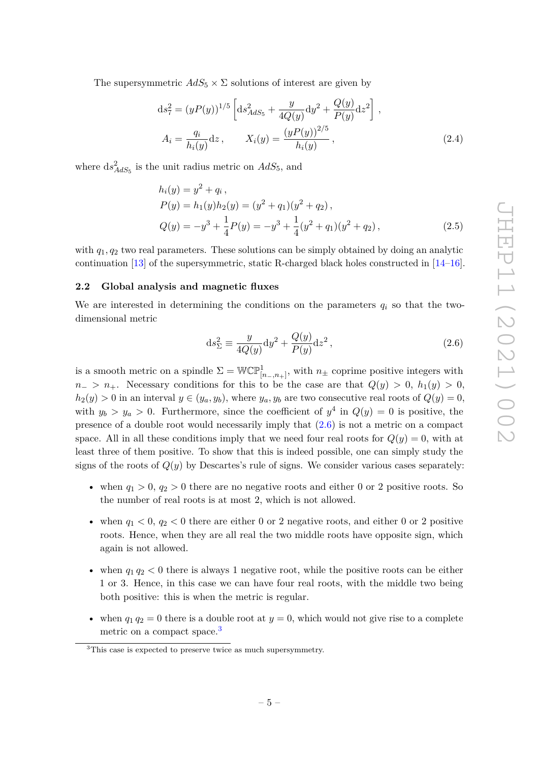The supersymmetric $AdS_5 \times \Sigma$ solutions of interest are given by

$$
\begin{aligned}
\mathrm{d}s_7^2 &= (yP(y))^{1/5}\left[\mathrm{d}s^2_{AdS_5} + \frac{y}{4Q(y)}\mathrm{d}y^2 + \frac{Q(y)}{P(y)}\mathrm{d}z^2\right] , \\
A_i &= \frac{q_i}{h_i(y)}\mathrm{d}z\,, \qquad X_i(y) = \frac{(yP(y))^{2/5}}{h_i(y)}\,,
\end{aligned} \tag{2.4}
$$

where $\mathrm{d}s^2_{AdS_5}$ is the unit radius metric on $AdS_5$, and

$$
\begin{aligned}
h_i(y) &= y^2 + q_i\,, \\
P(y) &= h_1(y)h_2(y) = (y^2+q_1)(y^2+q_2)\,, \\
Q(y) &= -y^3 + \frac{1}{4}P(y) = -y^3 + \frac{1}{4}(y^2+q_1)(y^2+q_2)\,,
\end{aligned} \tag{2.5}
$$

with $q_1, q_2$ two real parameters. These solutions can be simply obtained by doing an analytic continuation [13] of the supersymmetric, static R-charged black holes constructed in [14–16].

### 2.2 Global analysis and magnetic fluxes

We are interested in determining the conditions on the parameters $q_i$ so that the two-dimensional metric

$$
\mathrm{d}s^2_\Sigma \equiv \frac{y}{4Q(y)}\mathrm{d}y^2 + \frac{Q(y)}{P(y)}\mathrm{d}z^2\,, \tag{2.6}
$$

is a smooth metric on a spindle $\Sigma = \mathbb{WCP}^1_{[n_-,n_+]}$, with $n_\pm$ coprime positive integers with $n_- > n_+$. Necessary conditions for this to be the case are that $Q(y) > 0$, $h_1(y) > 0$, $h_2(y) > 0$ in an interval $y \in (y_a, y_b)$, where $y_a, y_b$ are two consecutive real roots of $Q(y) = 0$, with $y_b > y_a > 0$. Furthermore, since the coefficient of $y^4$ in $Q(y) = 0$ is positive, the presence of a double root would necessarily imply that (2.6) is not a metric on a compact space. All in all these conditions imply that we need four real roots for $Q(y) = 0$, with at least three of them positive. To show that this is indeed possible, one can simply study the signs of the roots of $Q(y)$ by Descartes's rule of signs. We consider various cases separately:

- when $q_1 > 0$, $q_2 > 0$ there are no negative roots and either 0 or 2 positive roots. So the number of real roots is at most 2, which is not allowed.
- when $q_1 < 0$, $q_2 < 0$ there are either 0 or 2 negative roots, and either 0 or 2 positive roots. Hence, when they are all real the two middle roots have opposite sign, which again is not allowed.
- when $q_1 q_2 < 0$ there is always 1 negative root, while the positive roots can be either 1 or 3. Hence, in this case we can have four real roots, with the middle two being both positive: this is when the metric is regular.
- when $q_1 q_2 = 0$ there is a double root at $y = 0$, which would not give rise to a complete metric on a compact space.[3]

[3]This case is expected to preserve twice as much supersymmetry.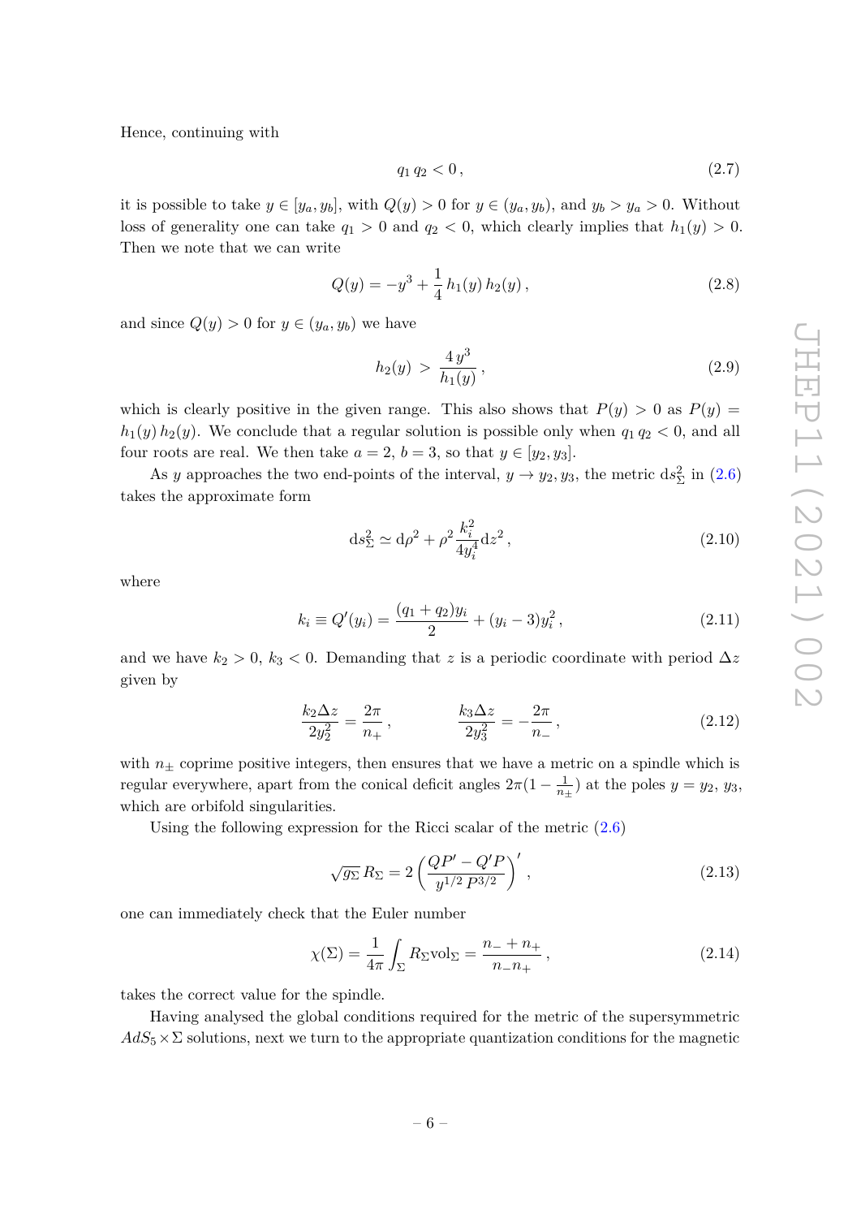Hence, continuing with

$$q_1\, q_2 < 0\,, \tag{2.7}$$

it is possible to take $y \in [y_a, y_b]$, with $Q(y) > 0$ for $y \in (y_a, y_b)$, and $y_b > y_a > 0$. Without loss of generality one can take $q_1 > 0$ and $q_2 < 0$, which clearly implies that $h_1(y) > 0$. Then we note that we can write

$$Q(y) = -y^3 + \frac{1}{4}\, h_1(y)\, h_2(y)\,, \tag{2.8}$$

and since $Q(y) > 0$ for $y \in (y_a, y_b)$ we have

$$h_2(y) \,>\, \frac{4\, y^3}{h_1(y)}\,, \tag{2.9}$$

which is clearly positive in the given range. This also shows that $P(y) > 0$ as $P(y) = h_1(y)\, h_2(y)$. We conclude that a regular solution is possible only when $q_1\, q_2 < 0$, and all four roots are real. We then take $a = 2$, $b = 3$, so that $y \in [y_2, y_3]$.

As $y$ approaches the two end-points of the interval, $y \to y_2, y_3$, the metric $\mathrm{d}s^2_\Sigma$ in (2.6) takes the approximate form

$$\mathrm{d}s^2_\Sigma \simeq \mathrm{d}\rho^2 + \rho^2 \frac{k_i^2}{4 y_i^4} \mathrm{d}z^2\,, \tag{2.10}$$

where

$$k_i \equiv Q'(y_i) = \frac{(q_1 + q_2) y_i}{2} + (y_i - 3) y_i^2\,, \tag{2.11}$$

and we have $k_2 > 0$, $k_3 < 0$. Demanding that $z$ is a periodic coordinate with period $\Delta z$ given by

$$\frac{k_2 \Delta z}{2 y_2^2} = \frac{2\pi}{n_+}\,, \qquad\qquad \frac{k_3 \Delta z}{2 y_3^2} = -\frac{2\pi}{n_-}\,, \tag{2.12}$$

with $n_\pm$ coprime positive integers, then ensures that we have a metric on a spindle which is regular everywhere, apart from the conical deficit angles $2\pi(1 - \frac{1}{n_\pm})$ at the poles $y = y_2$, $y_3$, which are orbifold singularities.

Using the following expression for the Ricci scalar of the metric (2.6)

$$\sqrt{g_\Sigma}\, R_\Sigma = 2 \left( \frac{Q P' - Q' P}{y^{1/2}\, P^{3/2}} \right)'\,, \tag{2.13}$$

one can immediately check that the Euler number

$$\chi(\Sigma) = \frac{1}{4\pi} \int_\Sigma R_\Sigma \mathrm{vol}_\Sigma = \frac{n_- + n_+}{n_- n_+}\,, \tag{2.14}$$

takes the correct value for the spindle.

Having analysed the global conditions required for the metric of the supersymmetric $AdS_5 \times \Sigma$ solutions, next we turn to the appropriate quantization conditions for the magnetic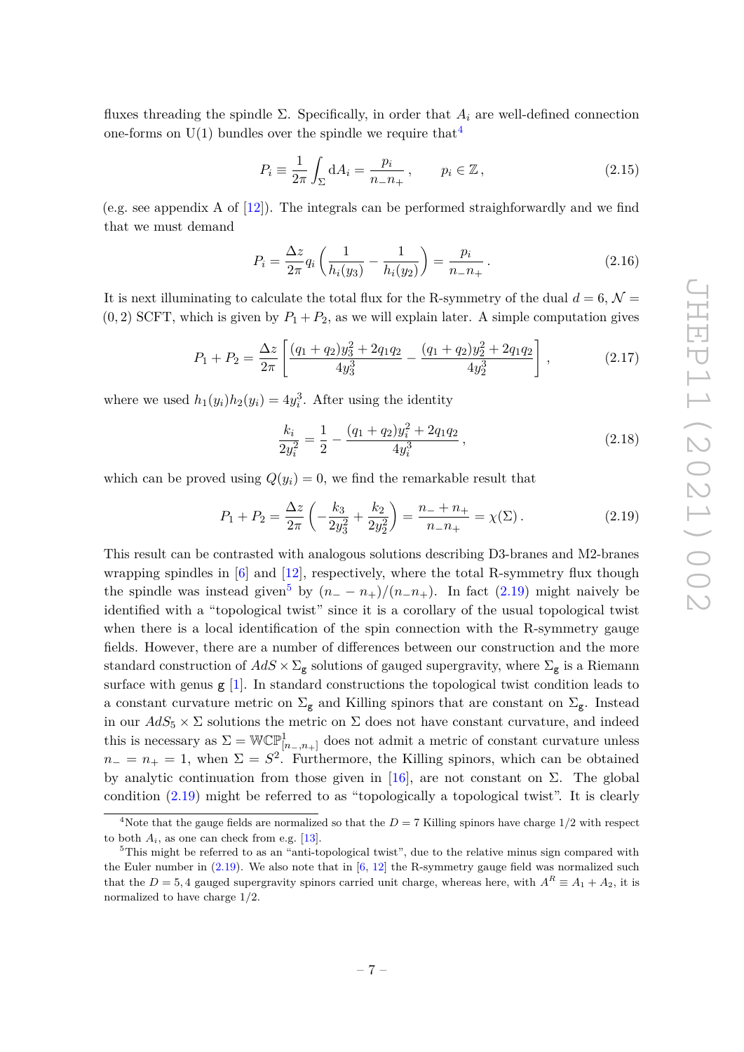fluxes threading the spindle $\Sigma$. Specifically, in order that $A_i$ are well-defined connection one-forms on U(1) bundles over the spindle we require that[4]

$$P_i \equiv \frac{1}{2\pi}\int_\Sigma \mathrm{d}A_i = \frac{p_i}{n_- n_+}\,, \qquad p_i \in \mathbb{Z}\,, \tag{2.15}$$

(e.g. see appendix A of [12]). The integrals can be performed straighforwardly and we find that we must demand

$$P_i = \frac{\Delta z}{2\pi} q_i \left(\frac{1}{h_i(y_3)} - \frac{1}{h_i(y_2)}\right) = \frac{p_i}{n_- n_+}\,. \tag{2.16}$$

It is next illuminating to calculate the total flux for the R-symmetry of the dual $d=6$, $\mathcal{N}=(0,2)$ SCFT, which is given by $P_1+P_2$, as we will explain later. A simple computation gives

$$P_1 + P_2 = \frac{\Delta z}{2\pi}\left[\frac{(q_1+q_2)y_3^2 + 2q_1q_2}{4y_3^3} - \frac{(q_1+q_2)y_2^2+2q_1q_2}{4y_2^3}\right]\,, \tag{2.17}$$

where we used $h_1(y_i)h_2(y_i) = 4y_i^3$. After using the identity

$$\frac{k_i}{2y_i^2} = \frac{1}{2} - \frac{(q_1+q_2)y_i^2 + 2q_1q_2}{4y_i^3}\,, \tag{2.18}$$

which can be proved using $Q(y_i)=0$, we find the remarkable result that

$$P_1 + P_2 = \frac{\Delta z}{2\pi}\left(-\frac{k_3}{2y_3^2} + \frac{k_2}{2y_2^2}\right) = \frac{n_- + n_+}{n_- n_+} = \chi(\Sigma)\,. \tag{2.19}$$

This result can be contrasted with analogous solutions describing D3-branes and M2-branes wrapping spindles in [6] and [12], respectively, where the total R-symmetry flux though the spindle was instead given[5] by $(n_- - n_+)/(n_-n_+)$. In fact (2.19) might naively be identified with a "topological twist" since it is a corollary of the usual topological twist when there is a local identification of the spin connection with the R-symmetry gauge fields. However, there are a number of differences between our construction and the more standard construction of $AdS\times\Sigma_{\mathtt{g}}$ solutions of gauged supergravity, where $\Sigma_{\mathtt{g}}$ is a Riemann surface with genus $\mathtt{g}$ [1]. In standard constructions the topological twist condition leads to a constant curvature metric on $\Sigma_{\mathtt{g}}$ and Killing spinors that are constant on $\Sigma_{\mathtt{g}}$. Instead in our $AdS_5\times\Sigma$ solutions the metric on $\Sigma$ does not have constant curvature, and indeed this is necessary as $\Sigma = \mathbb{WCP}^1_{[n_-,n_+]}$ does not admit a metric of constant curvature unless $n_- = n_+ = 1$, when $\Sigma = S^2$. Furthermore, the Killing spinors, which can be obtained by analytic continuation from those given in [16], are not constant on $\Sigma$. The global condition (2.19) might be referred to as "topologically a topological twist". It is clearly

[4] Note that the gauge fields are normalized so that the $D=7$ Killing spinors have charge 1/2 with respect to both $A_i$, as one can check from e.g. [13].

[5] This might be referred to as an "anti-topological twist", due to the relative minus sign compared with the Euler number in (2.19). We also note that in [6, 12] the R-symmetry gauge field was normalized such that the $D=5,4$ gauged supergravity spinors carried unit charge, whereas here, with $A^R\equiv A_1+A_2$, it is normalized to have charge 1/2.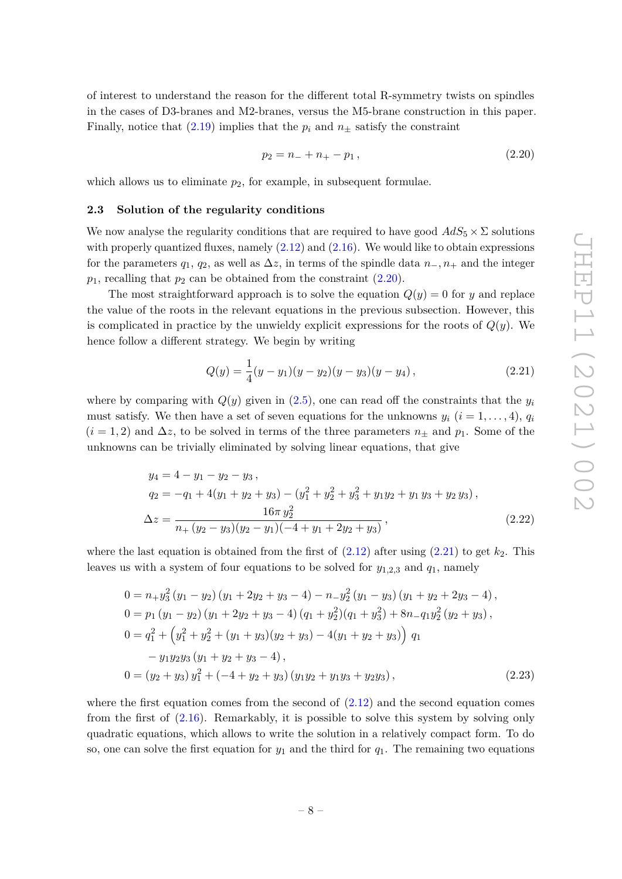of interest to understand the reason for the different total R-symmetry twists on spindles in the cases of D3-branes and M2-branes, versus the M5-brane construction in this paper. Finally, notice that (2.19) implies that the $p_i$ and $n_\pm$ satisfy the constraint

$$
p_2 = n_- + n_+ - p_1 \,, \tag{2.20}
$$

which allows us to eliminate $p_2$, for example, in subsequent formulae.

### 2.3 Solution of the regularity conditions

We now analyse the regularity conditions that are required to have good $AdS_5 \times \Sigma$ solutions with properly quantized fluxes, namely (2.12) and (2.16). We would like to obtain expressions for the parameters $q_1$, $q_2$, as well as $\Delta z$, in terms of the spindle data $n_-, n_+$ and the integer $p_1$, recalling that $p_2$ can be obtained from the constraint (2.20).

The most straightforward approach is to solve the equation $Q(y) = 0$ for $y$ and replace the value of the roots in the relevant equations in the previous subsection. However, this is complicated in practice by the unwieldy explicit expressions for the roots of $Q(y)$. We hence follow a different strategy. We begin by writing

$$
Q(y) = \frac{1}{4}(y - y_1)(y - y_2)(y - y_3)(y - y_4) \,, \tag{2.21}
$$

where by comparing with $Q(y)$ given in (2.5), one can read off the constraints that the $y_i$ must satisfy. We then have a set of seven equations for the unknowns $y_i$ $(i = 1, \ldots, 4)$, $q_i$ $(i = 1, 2)$ and $\Delta z$, to be solved in terms of the three parameters $n_\pm$ and $p_1$. Some of the unknowns can be trivially eliminated by solving linear equations, that give

$$
\begin{aligned}
y_4 &= 4 - y_1 - y_2 - y_3 \,, \\
q_2 &= -q_1 + 4(y_1 + y_2 + y_3) - (y_1^2 + y_2^2 + y_3^2 + y_1 y_2 + y_1 y_3 + y_2 y_3) \,, \\
\Delta z &= \frac{16\pi \, y_2^2}{n_+ (y_2 - y_3)(y_2 - y_1)(-4 + y_1 + 2y_2 + y_3)} \,,
\end{aligned} \tag{2.22}
$$

where the last equation is obtained from the first of (2.12) after using (2.21) to get $k_2$. This leaves us with a system of four equations to be solved for $y_{1,2,3}$ and $q_1$, namely

$$
\begin{aligned}
0 &= n_+ y_3^2 \, (y_1 - y_2) \, (y_1 + 2y_2 + y_3 - 4) - n_- y_2^2 \, (y_1 - y_3) \, (y_1 + y_2 + 2y_3 - 4) \,, \\
0 &= p_1 \, (y_1 - y_2) \, (y_1 + 2y_2 + y_3 - 4) \, (q_1 + y_2^2)(q_1 + y_3^2) + 8n_- q_1 y_2^2 \, (y_2 + y_3) \,, \\
0 &= q_1^2 + \Big(y_1^2 + y_2^2 + (y_1 + y_3)(y_2 + y_3) - 4(y_1 + y_2 + y_3)\Big) \, q_1 \\
&\quad - y_1 y_2 y_3 \, (y_1 + y_2 + y_3 - 4) \,, \\
0 &= (y_2 + y_3) \, y_1^2 + (-4 + y_2 + y_3) \, (y_1 y_2 + y_1 y_3 + y_2 y_3) \,,
\end{aligned} \tag{2.23}
$$

where the first equation comes from the second of (2.12) and the second equation comes from the first of (2.16). Remarkably, it is possible to solve this system by solving only quadratic equations, which allows to write the solution in a relatively compact form. To do so, one can solve the first equation for $y_1$ and the third for $q_1$. The remaining two equations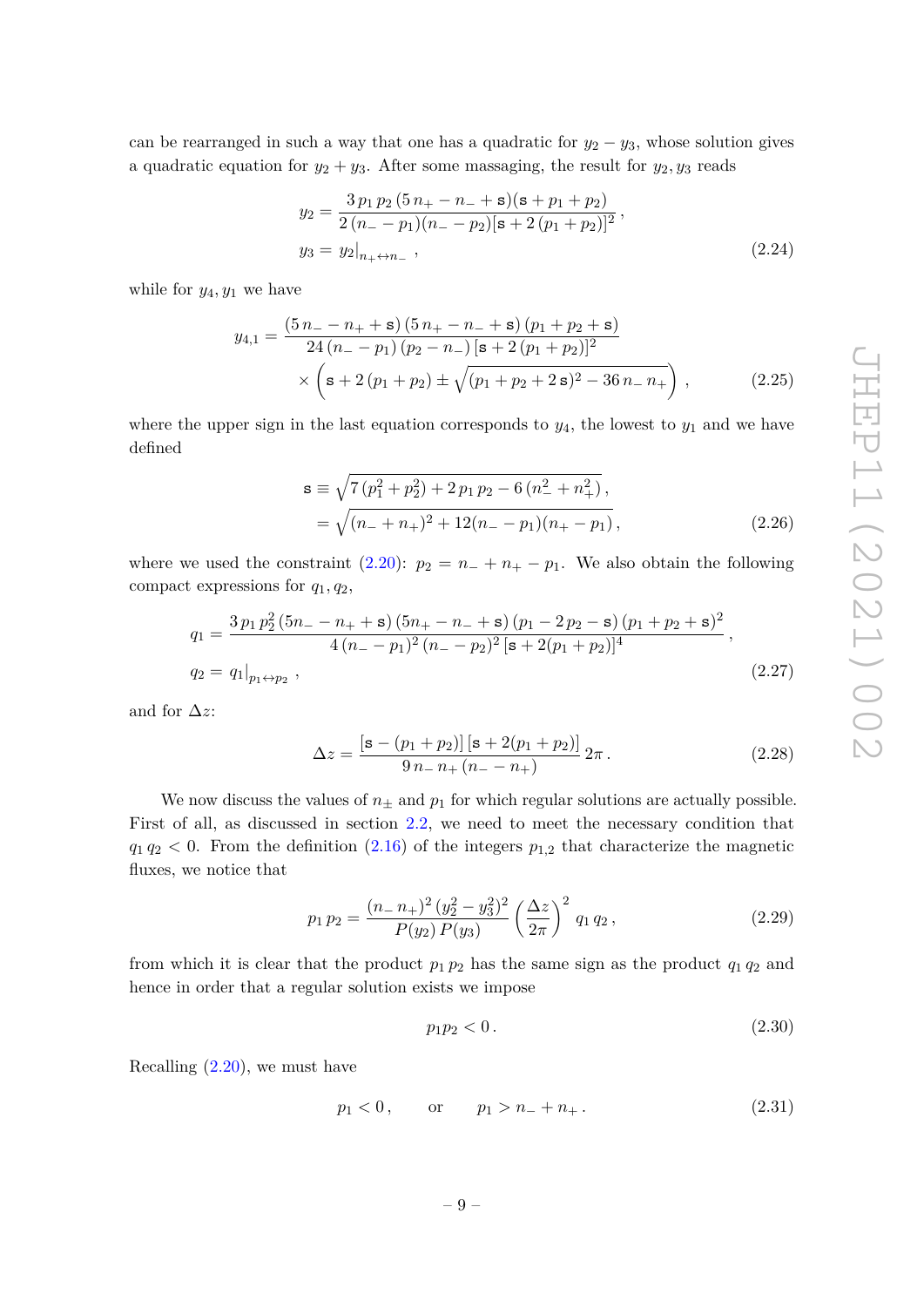can be rearranged in such a way that one has a quadratic for $y_2 - y_3$, whose solution gives a quadratic equation for $y_2 + y_3$. After some massaging, the result for $y_2, y_3$ reads

$$
\begin{aligned}
y_2 &= \frac{3\,p_1\,p_2\,(5\,n_+ - n_- + \mathtt{s})(\mathtt{s} + p_1 + p_2)}{2\,(n_- - p_1)(n_- - p_2)[\mathtt{s} + 2\,(p_1 + p_2)]^2}\,, \\
y_3 &= y_2|_{n_+ \leftrightarrow n_-}\,,
\end{aligned}
\tag{2.24}
$$

while for $y_4, y_1$ we have

$$
\begin{aligned}
y_{4,1} = &\frac{(5\,n_- - n_+ + \mathtt{s})\,(5\,n_+ - n_- + \mathtt{s})\,(p_1 + p_2 + \mathtt{s})}{24\,(n_- - p_1)\,(p_2 - n_-)\,[\mathtt{s} + 2\,(p_1 + p_2)]^2} \\
&\times \left(\mathtt{s} + 2\,(p_1 + p_2) \pm \sqrt{(p_1 + p_2 + 2\,\mathtt{s})^2 - 36\,n_-\,n_+}\right)\,,
\end{aligned}
\tag{2.25}
$$

where the upper sign in the last equation corresponds to $y_4$, the lowest to $y_1$ and we have defined

$$
\begin{aligned}
\mathtt{s} &\equiv \sqrt{7\,(p_1^2 + p_2^2) + 2\,p_1\,p_2 - 6\,(n_-^2 + n_+^2)}\,, \\
&= \sqrt{(n_- + n_+)^2 + 12(n_- - p_1)(n_+ - p_1)}\,,
\end{aligned}
\tag{2.26}
$$

where we used the constraint (2.20): $p_2 = n_- + n_+ - p_1$. We also obtain the following compact expressions for $q_1, q_2$,

$$
\begin{aligned}
q_1 &= \frac{3\,p_1\,p_2^2\,(5n_- - n_+ + \mathtt{s})\,(5n_+ - n_- + \mathtt{s})\,(p_1 - 2\,p_2 - \mathtt{s})\,(p_1 + p_2 + \mathtt{s})^2}{4\,(n_- - p_1)^2\,(n_- - p_2)^2\,[\mathtt{s} + 2(p_1 + p_2)]^4}\,, \\
q_2 &= q_1|_{p_1 \leftrightarrow p_2}\,,
\end{aligned}
\tag{2.27}
$$

and for $\Delta z$:

$$
\Delta z = \frac{[\mathtt{s} - (p_1 + p_2)]\,[\mathtt{s} + 2(p_1 + p_2)]}{9\,n_-\,n_+\,(n_- - n_+)}\,2\pi\,.
\tag{2.28}
$$

We now discuss the values of $n_\pm$ and $p_1$ for which regular solutions are actually possible. First of all, as discussed in section 2.2, we need to meet the necessary condition that $q_1\,q_2 < 0$. From the definition (2.16) of the integers $p_{1,2}$ that characterize the magnetic fluxes, we notice that

$$
p_1\,p_2 = \frac{(n_-\,n_+)^2\,(y_2^2 - y_3^2)^2}{P(y_2)\,P(y_3)}\left(\frac{\Delta z}{2\pi}\right)^2 q_1\,q_2\,,
\tag{2.29}
$$

from which it is clear that the product $p_1\,p_2$ has the same sign as the product $q_1\,q_2$ and hence in order that a regular solution exists we impose

$$
p_1 p_2 < 0\,.
\tag{2.30}
$$

Recalling (2.20), we must have

$$
p_1 < 0\,, \qquad \text{or} \qquad p_1 > n_- + n_+\,.
\tag{2.31}
$$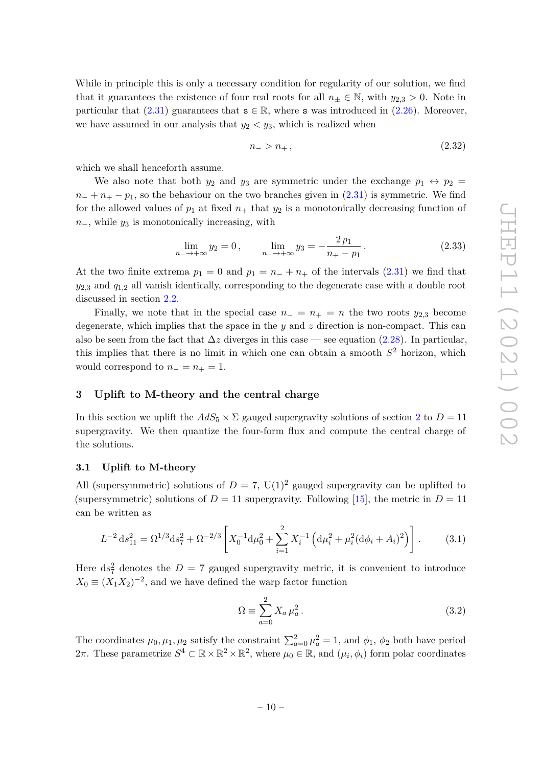While in principle this is only a necessary condition for regularity of our solution, we find that it guarantees the existence of four real roots for all $n_\pm \in \mathbb{N}$, with $y_{2,3} > 0$. Note in particular that (2.31) guarantees that $\mathtt{s} \in \mathbb{R}$, where $\mathtt{s}$ was introduced in (2.26). Moreover, we have assumed in our analysis that $y_2 < y_3$, which is realized when

$$n_- > n_+ \,, \tag{2.32}$$

which we shall henceforth assume.

We also note that both $y_2$ and $y_3$ are symmetric under the exchange $p_1 \leftrightarrow p_2 = n_- + n_+ - p_1$, so the behaviour on the two branches given in (2.31) is symmetric. We find for the allowed values of $p_1$ at fixed $n_+$ that $y_2$ is a monotonically decreasing function of $n_-$, while $y_3$ is monotonically increasing, with

$$\lim_{n_- \to +\infty} y_2 = 0\,, \qquad \lim_{n_- \to +\infty} y_3 = -\frac{2\,p_1}{n_+ - p_1}\,. \tag{2.33}$$

At the two finite extrema $p_1 = 0$ and $p_1 = n_- + n_+$ of the intervals (2.31) we find that $y_{2,3}$ and $q_{1,2}$ all vanish identically, corresponding to the degenerate case with a double root discussed in section 2.2.

Finally, we note that in the special case $n_- = n_+ = n$ the two roots $y_{2,3}$ become degenerate, which implies that the space in the $y$ and $z$ direction is non-compact. This can also be seen from the fact that $\Delta z$ diverges in this case — see equation (2.28). In particular, this implies that there is no limit in which one can obtain a smooth $S^2$ horizon, which would correspond to $n_- = n_+ = 1$.

## 3 Uplift to M-theory and the central charge

In this section we uplift the $AdS_5 \times \Sigma$ gauged supergravity solutions of section 2 to $D = 11$ supergravity. We then quantize the four-form flux and compute the central charge of the solutions.

### 3.1 Uplift to M-theory

All (supersymmetric) solutions of $D = 7$, $\mathrm{U}(1)^2$ gauged supergravity can be uplifted to (supersymmetric) solutions of $D = 11$ supergravity. Following [15], the metric in $D = 11$ can be written as

$$L^{-2}\,\mathrm{d}s^2_{11} = \Omega^{1/3}\mathrm{d}s^2_7 + \Omega^{-2/3}\left[X_0^{-1}\mathrm{d}\mu_0^2 + \sum_{i=1}^{2} X_i^{-1}\left(\mathrm{d}\mu_i^2 + \mu_i^2(\mathrm{d}\phi_i + A_i)^2\right)\right]. \tag{3.1}$$

Here $\mathrm{d}s^2_7$ denotes the $D = 7$ gauged supergravity metric, it is convenient to introduce $X_0 \equiv (X_1 X_2)^{-2}$, and we have defined the warp factor function

$$\Omega \equiv \sum_{a=0}^{2} X_a\,\mu_a^2\,. \tag{3.2}$$

The coordinates $\mu_0, \mu_1, \mu_2$ satisfy the constraint $\sum_{a=0}^{2}\mu_a^2 = 1$, and $\phi_1$, $\phi_2$ both have period $2\pi$. These parametrize $S^4 \subset \mathbb{R} \times \mathbb{R}^2 \times \mathbb{R}^2$, where $\mu_0 \in \mathbb{R}$, and $(\mu_i, \phi_i)$ form polar coordinates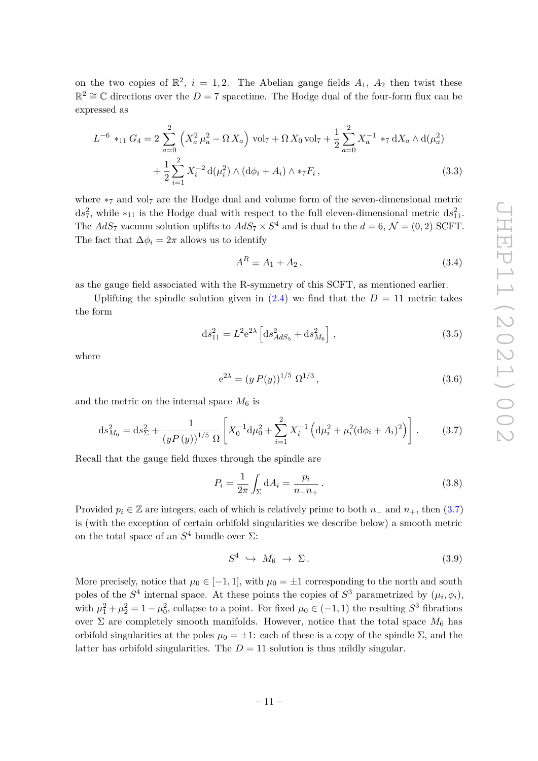on the two copies of $\mathbb{R}^2$, $i = 1, 2$. The Abelian gauge fields $A_1$, $A_2$ then twist these $\mathbb{R}^2 \cong \mathbb{C}$ directions over the $D = 7$ spacetime. The Hodge dual of the four-form flux can be expressed as

$$
\begin{aligned}
L^{-6} *_{11} G_4 = {} & 2 \sum_{a=0}^{2} \left( X_a^2 \, \mu_a^2 - \Omega \, X_a \right) \mathrm{vol}_7 + \Omega \, X_0 \, \mathrm{vol}_7 + \frac{1}{2} \sum_{a=0}^{2} X_a^{-1} *_7 \mathrm{d}X_a \wedge \mathrm{d}(\mu_a^2) \\
& + \frac{1}{2} \sum_{i=1}^{2} X_i^{-2} \, \mathrm{d}(\mu_i^2) \wedge (\mathrm{d}\phi_i + A_i) \wedge *_7 F_i \, ,
\end{aligned} \tag{3.3}
$$

where $*_7$ and $\mathrm{vol}_7$ are the Hodge dual and volume form of the seven-dimensional metric $\mathrm{d}s_7^2$, while $*_{11}$ is the Hodge dual with respect to the full eleven-dimensional metric $\mathrm{d}s_{11}^2$. The $AdS_7$ vacuum solution uplifts to $AdS_7 \times S^4$ and is dual to the $d = 6$, $\mathcal{N} = (0, 2)$ SCFT. The fact that $\Delta \phi_i = 2\pi$ allows us to identify

$$
A^R \equiv A_1 + A_2 \, , \tag{3.4}
$$

as the gauge field associated with the R-symmetry of this SCFT, as mentioned earlier.

Uplifting the spindle solution given in (2.4) we find that the $D = 11$ metric takes the form

$$
\mathrm{d}s_{11}^2 = L^2 \mathrm{e}^{2\lambda} \left[ \mathrm{d}s_{AdS_5}^2 + \mathrm{d}s_{M_6}^2 \right] , \tag{3.5}
$$

where

$$
\mathrm{e}^{2\lambda} = (y \, P(y))^{1/5} \; \Omega^{1/3} \, , \tag{3.6}
$$

and the metric on the internal space $M_6$ is

$$
\mathrm{d}s_{M_6}^2 = \mathrm{d}s_\Sigma^2 + \frac{1}{(yP\,(y))^{1/5} \; \Omega} \left[ X_0^{-1} \mathrm{d}\mu_0^2 + \sum_{i=1}^{2} X_i^{-1} \left( \mathrm{d}\mu_i^2 + \mu_i^2 (\mathrm{d}\phi_i + A_i)^2 \right) \right] . \tag{3.7}
$$

Recall that the gauge field fluxes through the spindle are

$$
P_i = \frac{1}{2\pi} \int_\Sigma \mathrm{d}A_i = \frac{p_i}{n_- n_+} \, . \tag{3.8}
$$

Provided $p_i \in \mathbb{Z}$ are integers, each of which is relatively prime to both $n_-$ and $n_+$, then (3.7) is (with the exception of certain orbifold singularities we describe below) a smooth metric on the total space of an $S^4$ bundle over $\Sigma$:

$$
S^4 \; \hookrightarrow \; M_6 \; \to \; \Sigma \, . \tag{3.9}
$$

More precisely, notice that $\mu_0 \in [-1, 1]$, with $\mu_0 = \pm 1$ corresponding to the north and south poles of the $S^4$ internal space. At these points the copies of $S^3$ parametrized by $(\mu_i, \phi_i)$, with $\mu_1^2 + \mu_2^2 = 1 - \mu_0^2$, collapse to a point. For fixed $\mu_0 \in (-1, 1)$ the resulting $S^3$ fibrations over $\Sigma$ are completely smooth manifolds. However, notice that the total space $M_6$ has orbifold singularities at the poles $\mu_0 = \pm 1$: each of these is a copy of the spindle $\Sigma$, and the latter has orbifold singularities. The $D = 11$ solution is thus mildly singular.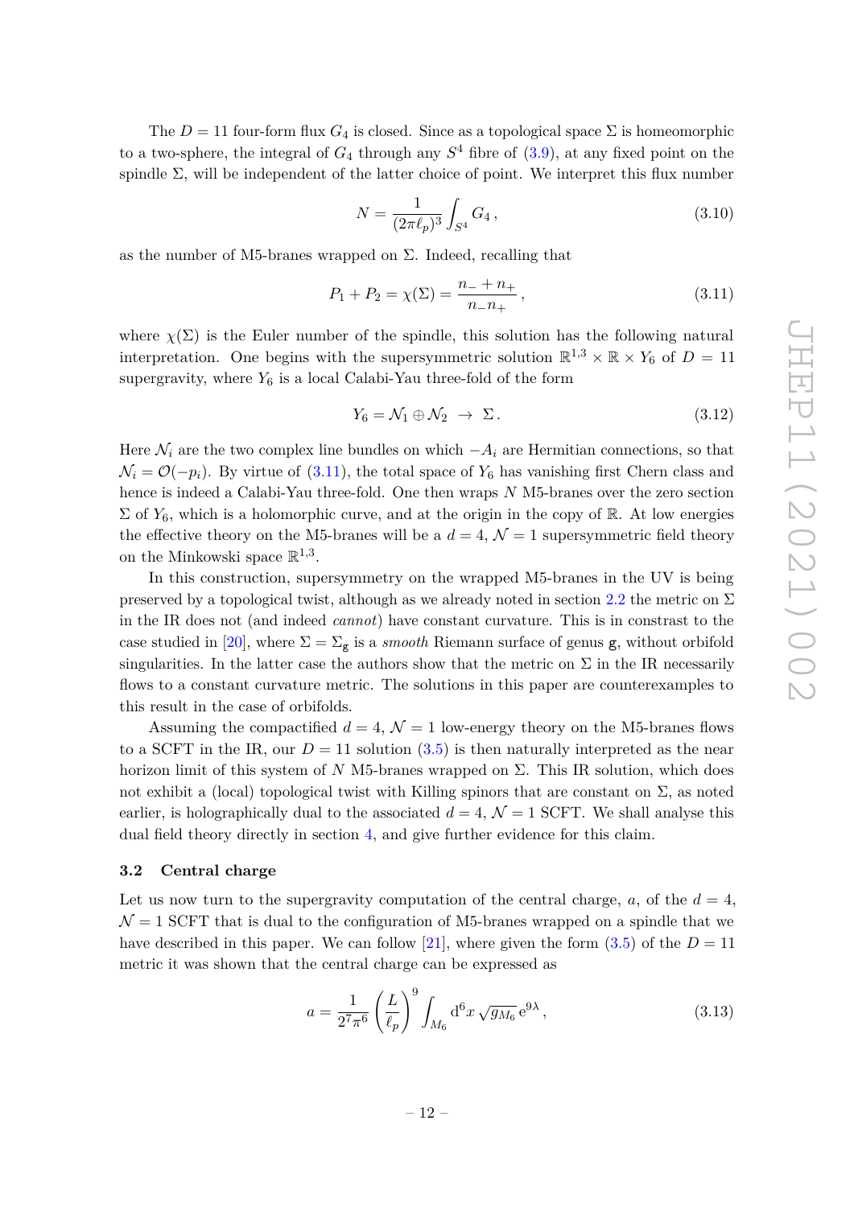The $D = 11$ four-form flux $G_4$ is closed. Since as a topological space $\Sigma$ is homeomorphic to a two-sphere, the integral of $G_4$ through any $S^4$ fibre of (3.9), at any fixed point on the spindle $\Sigma$, will be independent of the latter choice of point. We interpret this flux number

$$N = \frac{1}{(2\pi\ell_p)^3}\int_{S^4} G_4\,, \tag{3.10}$$

as the number of M5-branes wrapped on $\Sigma$. Indeed, recalling that

$$P_1 + P_2 = \chi(\Sigma) = \frac{n_- + n_+}{n_- n_+}\,, \tag{3.11}$$

where $\chi(\Sigma)$ is the Euler number of the spindle, this solution has the following natural interpretation. One begins with the supersymmetric solution $\mathbb{R}^{1,3} \times \mathbb{R} \times Y_6$ of $D = 11$ supergravity, where $Y_6$ is a local Calabi-Yau three-fold of the form

$$Y_6 = \mathcal{N}_1 \oplus \mathcal{N}_2 \;\to\; \Sigma\,. \tag{3.12}$$

Here $\mathcal{N}_i$ are the two complex line bundles on which $-A_i$ are Hermitian connections, so that $\mathcal{N}_i = \mathcal{O}(-p_i)$. By virtue of (3.11), the total space of $Y_6$ has vanishing first Chern class and hence is indeed a Calabi-Yau three-fold. One then wraps $N$ M5-branes over the zero section $\Sigma$ of $Y_6$, which is a holomorphic curve, and at the origin in the copy of $\mathbb{R}$. At low energies the effective theory on the M5-branes will be a $d = 4$, $\mathcal{N} = 1$ supersymmetric field theory on the Minkowski space $\mathbb{R}^{1,3}$.

In this construction, supersymmetry on the wrapped M5-branes in the UV is being preserved by a topological twist, although as we already noted in section 2.2 the metric on $\Sigma$ in the IR does not (and indeed *cannot*) have constant curvature. This is in constrast to the case studied in [20], where $\Sigma = \Sigma_{\mathtt{g}}$ is a *smooth* Riemann surface of genus $\mathtt{g}$, without orbifold singularities. In the latter case the authors show that the metric on $\Sigma$ in the IR necessarily flows to a constant curvature metric. The solutions in this paper are counterexamples to this result in the case of orbifolds.

Assuming the compactified $d = 4$, $\mathcal{N} = 1$ low-energy theory on the M5-branes flows to a SCFT in the IR, our $D = 11$ solution (3.5) is then naturally interpreted as the near horizon limit of this system of $N$ M5-branes wrapped on $\Sigma$. This IR solution, which does not exhibit a (local) topological twist with Killing spinors that are constant on $\Sigma$, as noted earlier, is holographically dual to the associated $d = 4$, $\mathcal{N} = 1$ SCFT. We shall analyse this dual field theory directly in section 4, and give further evidence for this claim.

### 3.2 Central charge

Let us now turn to the supergravity computation of the central charge, $a$, of the $d = 4$, $\mathcal{N} = 1$ SCFT that is dual to the configuration of M5-branes wrapped on a spindle that we have described in this paper. We can follow [21], where given the form (3.5) of the $D = 11$ metric it was shown that the central charge can be expressed as

$$a = \frac{1}{2^7\pi^6}\left(\frac{L}{\ell_p}\right)^9 \int_{M_6} \mathrm{d}^6 x\, \sqrt{g_{M_6}}\, \mathrm{e}^{9\lambda}\,, \tag{3.13}$$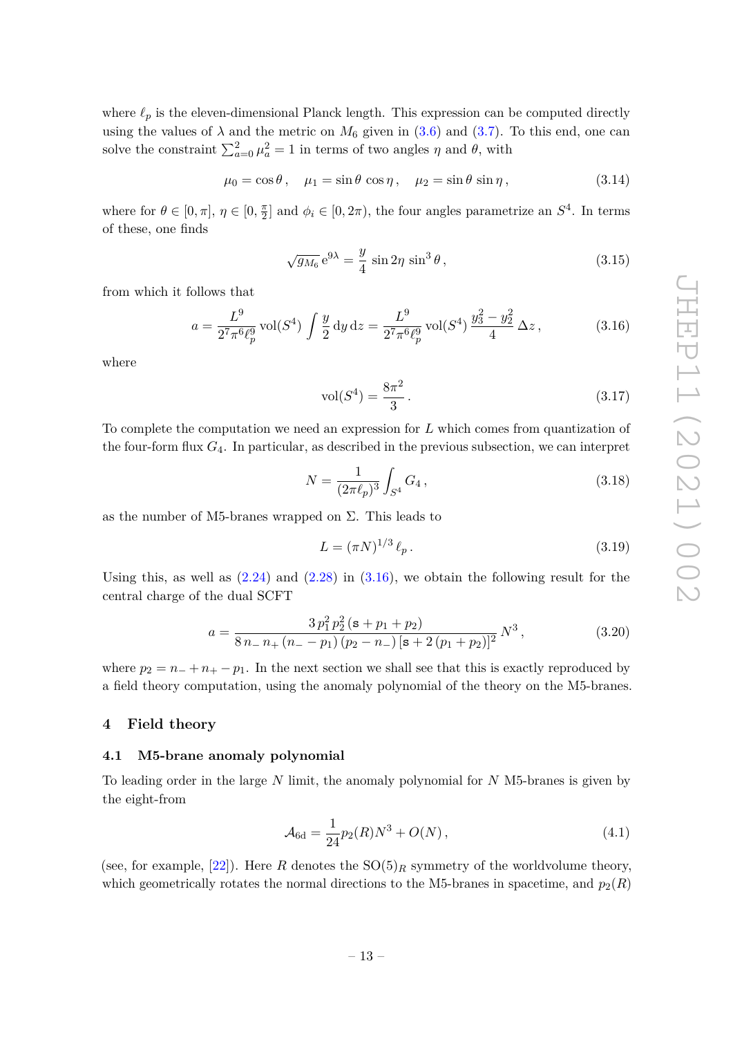where $\ell_p$ is the eleven-dimensional Planck length. This expression can be computed directly using the values of $\lambda$ and the metric on $M_6$ given in (3.6) and (3.7). To this end, one can solve the constraint $\sum_{a=0}^{2} \mu_a^2 = 1$ in terms of two angles $\eta$ and $\theta$, with

$$\mu_0 = \cos\theta\,, \quad \mu_1 = \sin\theta\,\cos\eta\,, \quad \mu_2 = \sin\theta\,\sin\eta\,, \tag{3.14}$$

where for $\theta \in [0,\pi]$, $\eta \in [0,\frac{\pi}{2}]$ and $\phi_i \in [0,2\pi)$, the four angles parametrize an $S^4$. In terms of these, one finds

$$\sqrt{g_{M_6}}\,\mathrm{e}^{9\lambda} = \frac{y}{4}\,\sin 2\eta\,\sin^3\theta\,, \tag{3.15}$$

from which it follows that

$$a = \frac{L^9}{2^7\pi^6\ell_p^9}\,\mathrm{vol}(S^4)\int \frac{y}{2}\,\mathrm{d}y\,\mathrm{d}z = \frac{L^9}{2^7\pi^6\ell_p^9}\,\mathrm{vol}(S^4)\,\frac{y_3^2 - y_2^2}{4}\,\Delta z\,, \tag{3.16}$$

where

$$\mathrm{vol}(S^4) = \frac{8\pi^2}{3}\,. \tag{3.17}$$

To complete the computation we need an expression for $L$ which comes from quantization of the four-form flux $G_4$. In particular, as described in the previous subsection, we can interpret

$$N = \frac{1}{(2\pi\ell_p)^3}\int_{S^4} G_4\,, \tag{3.18}$$

as the number of M5-branes wrapped on $\Sigma$. This leads to

$$L = (\pi N)^{1/3}\,\ell_p\,. \tag{3.19}$$

Using this, as well as (2.24) and (2.28) in (3.16), we obtain the following result for the central charge of the dual SCFT

$$a = \frac{3\,p_1^2\,p_2^2\,(\mathtt{s} + p_1 + p_2)}{8\,n_-\,n_+\,(n_- - p_1)\,(p_2 - n_-)\,[\mathtt{s} + 2\,(p_1 + p_2)]^2}\,N^3\,, \tag{3.20}$$

where $p_2 = n_- + n_+ - p_1$. In the next section we shall see that this is exactly reproduced by a field theory computation, using the anomaly polynomial of the theory on the M5-branes.

## 4 Field theory

### 4.1 M5-brane anomaly polynomial

To leading order in the large $N$ limit, the anomaly polynomial for $N$ M5-branes is given by the eight-from

$$\mathcal{A}_{6\mathrm{d}} = \frac{1}{24}p_2(R)N^3 + O(N)\,, \tag{4.1}$$

(see, for example, [22]). Here $R$ denotes the $\mathrm{SO}(5)_R$ symmetry of the worldvolume theory, which geometrically rotates the normal directions to the M5-branes in spacetime, and $p_2(R)$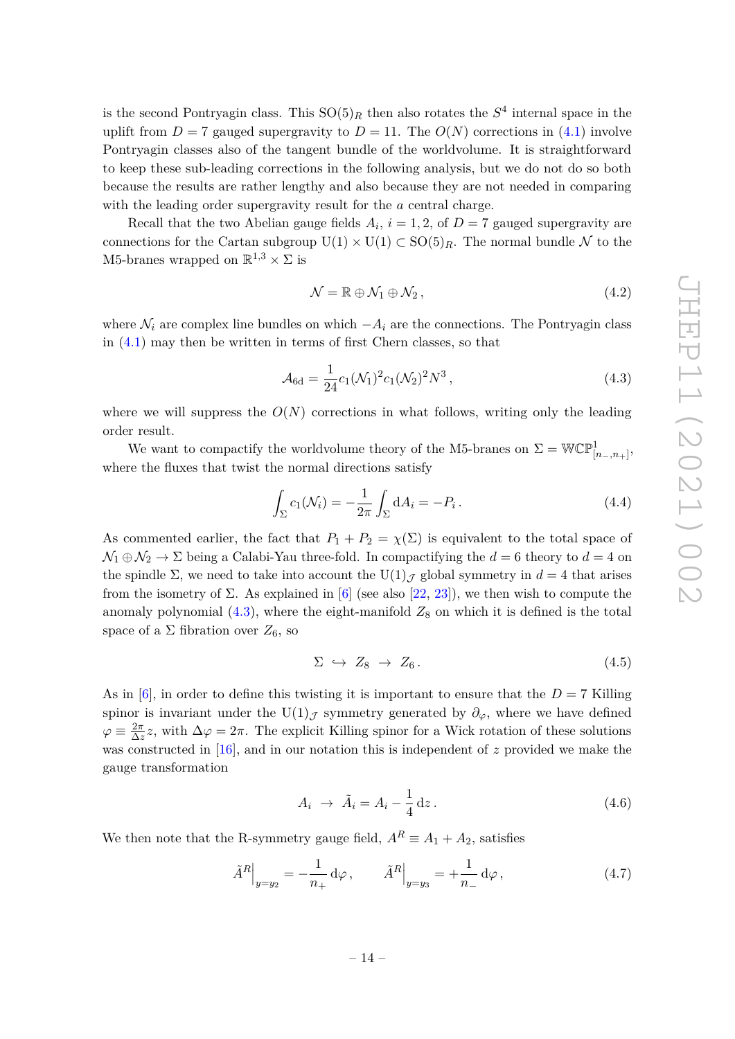is the second Pontryagin class. This $\mathrm{SO}(5)_R$ then also rotates the $S^4$ internal space in the uplift from $D = 7$ gauged supergravity to $D = 11$. The $O(N)$ corrections in (4.1) involve Pontryagin classes also of the tangent bundle of the worldvolume. It is straightforward to keep these sub-leading corrections in the following analysis, but we do not do so both because the results are rather lengthy and also because they are not needed in comparing with the leading order supergravity result for the $a$ central charge.

Recall that the two Abelian gauge fields $A_i$, $i = 1, 2$, of $D = 7$ gauged supergravity are connections for the Cartan subgroup $\mathrm{U}(1) \times \mathrm{U}(1) \subset \mathrm{SO}(5)_R$. The normal bundle $\mathcal{N}$ to the M5-branes wrapped on $\mathbb{R}^{1,3} \times \Sigma$ is

$$\mathcal{N} = \mathbb{R} \oplus \mathcal{N}_1 \oplus \mathcal{N}_2 \,, \tag{4.2}$$

where $\mathcal{N}_i$ are complex line bundles on which $-A_i$ are the connections. The Pontryagin class in (4.1) may then be written in terms of first Chern classes, so that

$$\mathcal{A}_{\mathrm{6d}} = \frac{1}{24} c_1(\mathcal{N}_1)^2 c_1(\mathcal{N}_2)^2 N^3 \,, \tag{4.3}$$

where we will suppress the $O(N)$ corrections in what follows, writing only the leading order result.

We want to compactify the worldvolume theory of the M5-branes on $\Sigma = \mathbb{WCP}^1_{[n_-,n_+]}$, where the fluxes that twist the normal directions satisfy

$$\int_\Sigma c_1(\mathcal{N}_i) = -\frac{1}{2\pi}\int_\Sigma \mathrm{d}A_i = -P_i \,. \tag{4.4}$$

As commented earlier, the fact that $P_1 + P_2 = \chi(\Sigma)$ is equivalent to the total space of $\mathcal{N}_1 \oplus \mathcal{N}_2 \to \Sigma$ being a Calabi-Yau three-fold. In compactifying the $d = 6$ theory to $d = 4$ on the spindle $\Sigma$, we need to take into account the $\mathrm{U}(1)_{\mathcal{J}}$ global symmetry in $d = 4$ that arises from the isometry of $\Sigma$. As explained in [6] (see also [22, 23]), we then wish to compute the anomaly polynomial (4.3), where the eight-manifold $Z_8$ on which it is defined is the total space of a $\Sigma$ fibration over $Z_6$, so

$$\Sigma \;\hookrightarrow\; Z_8 \;\to\; Z_6 \,. \tag{4.5}$$

As in [6], in order to define this twisting it is important to ensure that the $D = 7$ Killing spinor is invariant under the $\mathrm{U}(1)_{\mathcal{J}}$ symmetry generated by $\partial_\varphi$, where we have defined $\varphi \equiv \frac{2\pi}{\Delta z} z$, with $\Delta\varphi = 2\pi$. The explicit Killing spinor for a Wick rotation of these solutions was constructed in [16], and in our notation this is independent of $z$ provided we make the gauge transformation

$$A_i \;\to\; \tilde{A}_i = A_i - \frac{1}{4}\,\mathrm{d}z \,. \tag{4.6}$$

We then note that the R-symmetry gauge field, $A^R \equiv A_1 + A_2$, satisfies

$$\tilde{A}^R\Big|_{y=y_2} = -\frac{1}{n_+}\,\mathrm{d}\varphi \,, \qquad \tilde{A}^R\Big|_{y=y_3} = +\frac{1}{n_-}\,\mathrm{d}\varphi \,, \tag{4.7}$$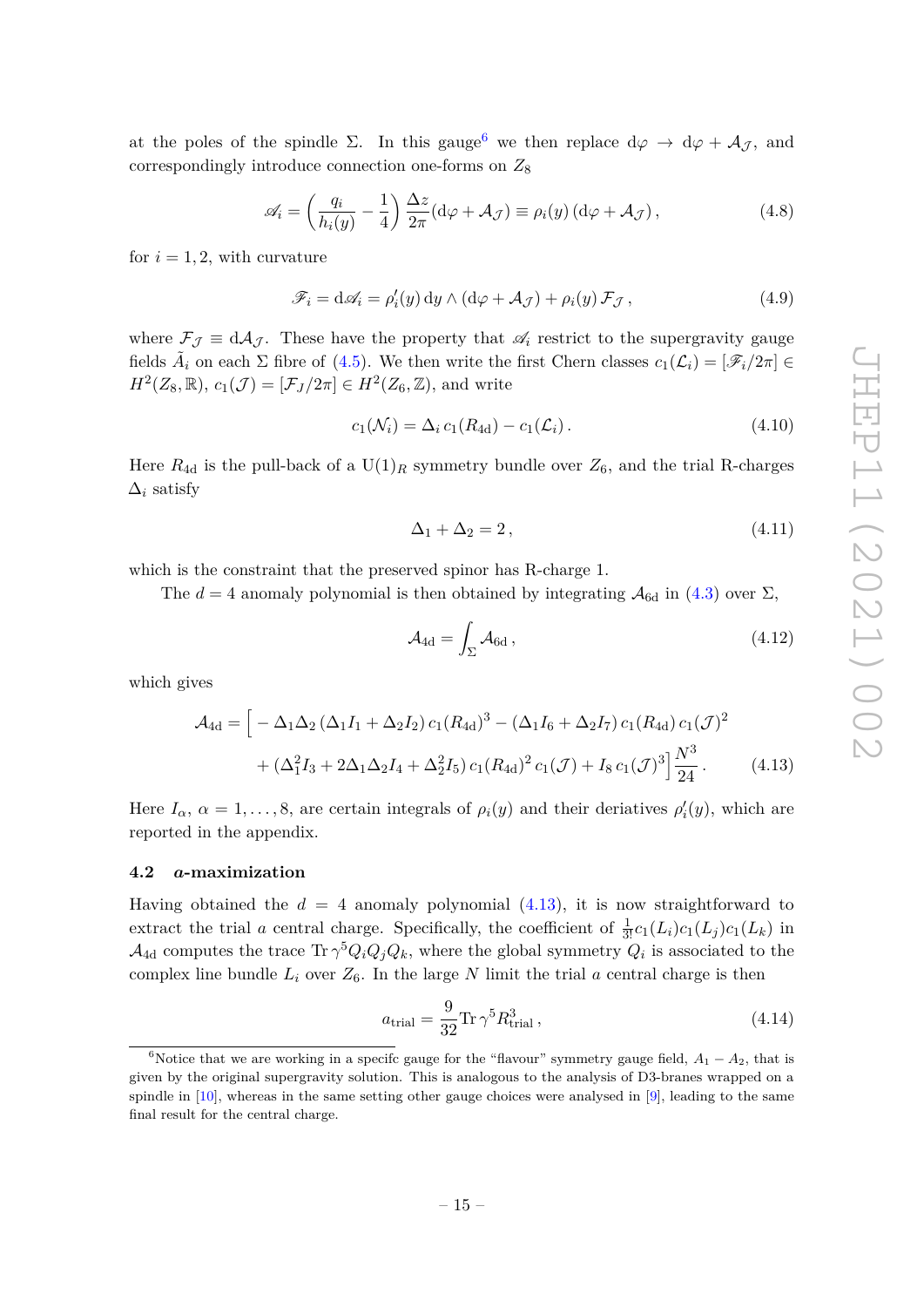at the poles of the spindle $\Sigma$. In this gauge[6] we then replace $\mathrm{d}\varphi \to \mathrm{d}\varphi + \mathcal{A}_{\mathcal{J}}$, and correspondingly introduce connection one-forms on $Z_8$

$$\mathscr{A}_i = \left(\frac{q_i}{h_i(y)} - \frac{1}{4}\right)\frac{\Delta z}{2\pi}(\mathrm{d}\varphi + \mathcal{A}_{\mathcal{J}}) \equiv \rho_i(y)\,(\mathrm{d}\varphi + \mathcal{A}_{\mathcal{J}})\,, \tag{4.8}$$

for $i = 1, 2$, with curvature

$$\mathscr{F}_i = \mathrm{d}\mathscr{A}_i = \rho_i'(y)\,\mathrm{d}y \wedge (\mathrm{d}\varphi + \mathcal{A}_{\mathcal{J}}) + \rho_i(y)\,\mathcal{F}_{\mathcal{J}}\,, \tag{4.9}$$

where $\mathcal{F}_{\mathcal{J}} \equiv \mathrm{d}\mathcal{A}_{\mathcal{J}}$. These have the property that $\mathscr{A}_i$ restrict to the supergravity gauge fields $\tilde{A}_i$ on each $\Sigma$ fibre of (4.5). We then write the first Chern classes $c_1(\mathcal{L}_i) = [\mathscr{F}_i/2\pi] \in H^2(Z_8, \mathbb{R})$, $c_1(\mathcal{J}) = [\mathcal{F}_J/2\pi] \in H^2(Z_6, \mathbb{Z})$, and write

$$c_1(\mathcal{N}_i) = \Delta_i\, c_1(R_{\text{4d}}) - c_1(\mathcal{L}_i)\,. \tag{4.10}$$

Here $R_{\text{4d}}$ is the pull-back of a $\mathrm{U}(1)_R$ symmetry bundle over $Z_6$, and the trial R-charges $\Delta_i$ satisfy

$$\Delta_1 + \Delta_2 = 2\,, \tag{4.11}$$

which is the constraint that the preserved spinor has R-charge 1.

The $d = 4$ anomaly polynomial is then obtained by integrating $\mathcal{A}_{\text{6d}}$ in (4.3) over $\Sigma$,

$$\mathcal{A}_{\text{4d}} = \int_\Sigma \mathcal{A}_{\text{6d}}\,, \tag{4.12}$$

which gives

$$\begin{aligned}\mathcal{A}_{\text{4d}} = \Big[ &- \Delta_1\Delta_2\,(\Delta_1 I_1 + \Delta_2 I_2)\,c_1(R_{\text{4d}})^3 - (\Delta_1 I_6 + \Delta_2 I_7)\,c_1(R_{\text{4d}})\,c_1(\mathcal{J})^2 \\ &+ (\Delta_1^2 I_3 + 2\Delta_1\Delta_2 I_4 + \Delta_2^2 I_5)\,c_1(R_{\text{4d}})^2\,c_1(\mathcal{J}) + I_8\,c_1(\mathcal{J})^3\Big]\frac{N^3}{24}\,.\end{aligned} \tag{4.13}$$

Here $I_\alpha$, $\alpha = 1, \ldots, 8$, are certain integrals of $\rho_i(y)$ and their deriatives $\rho_i'(y)$, which are reported in the appendix.

### 4.2 $a$-maximization

Having obtained the $d = 4$ anomaly polynomial (4.13), it is now straightforward to extract the trial $a$ central charge. Specifically, the coefficient of $\frac{1}{3!}c_1(L_i)c_1(L_j)c_1(L_k)$ in $\mathcal{A}_{\text{4d}}$ computes the trace $\mathrm{Tr}\,\gamma^5 Q_i Q_j Q_k$, where the global symmetry $Q_i$ is associated to the complex line bundle $L_i$ over $Z_6$. In the large $N$ limit the trial $a$ central charge is then

$$a_{\text{trial}} = \frac{9}{32}\mathrm{Tr}\,\gamma^5 R_{\text{trial}}^3\,, \tag{4.14}$$

[6] Notice that we are working in a specifc gauge for the "flavour" symmetry gauge field, $A_1 - A_2$, that is given by the original supergravity solution. This is analogous to the analysis of D3-branes wrapped on a spindle in [10], whereas in the same setting other gauge choices were analysed in [9], leading to the same final result for the central charge.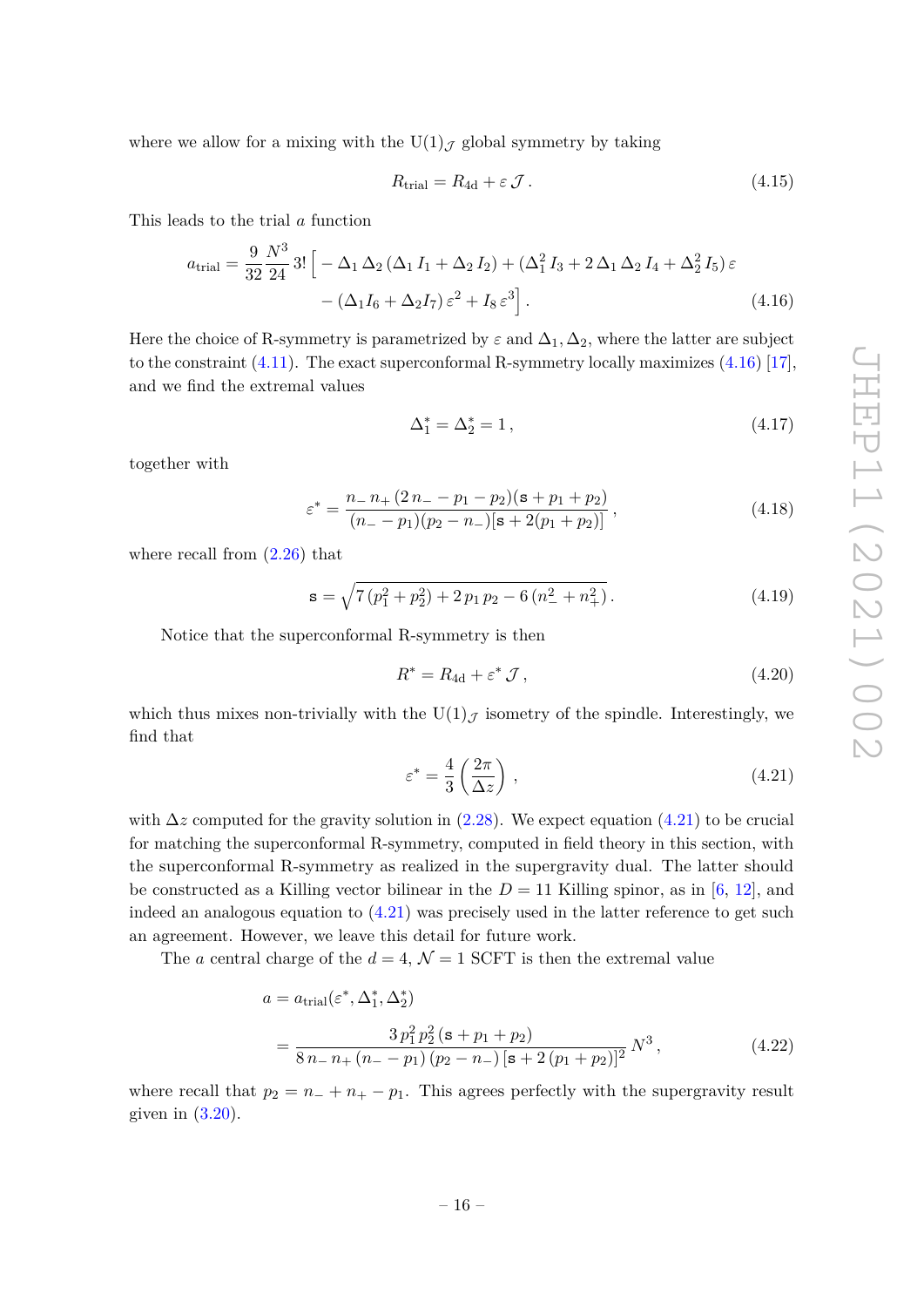where we allow for a mixing with the $\mathrm{U}(1)_{\mathcal{J}}$ global symmetry by taking

$$R_{\rm trial} = R_{\rm 4d} + \varepsilon\, \mathcal{J}\,. \tag{4.15}$$

This leads to the trial $a$ function

$$\begin{aligned} a_{\rm trial} = \frac{9}{32}\frac{N^3}{24}\, 3! \Big[ &- \Delta_1\, \Delta_2\, (\Delta_1\, I_1 + \Delta_2\, I_2) + (\Delta_1^2\, I_3 + 2\,\Delta_1\,\Delta_2\, I_4 + \Delta_2^2\, I_5)\,\varepsilon \\ &- (\Delta_1 I_6 + \Delta_2 I_7)\,\varepsilon^2 + I_8\,\varepsilon^3 \Big]\,. \end{aligned} \tag{4.16}$$

Here the choice of R-symmetry is parametrized by $\varepsilon$ and $\Delta_1, \Delta_2$, where the latter are subject to the constraint (4.11). The exact superconformal R-symmetry locally maximizes (4.16) [17], and we find the extremal values

$$\Delta_1^* = \Delta_2^* = 1\,, \tag{4.17}$$

together with

$$\varepsilon^* = \frac{n_-\, n_+\, (2\, n_- - p_1 - p_2)(\mathtt{s} + p_1 + p_2)}{(n_- - p_1)(p_2 - n_-)[\mathtt{s} + 2(p_1 + p_2)]}\,, \tag{4.18}$$

where recall from (2.26) that

$$\mathtt{s} = \sqrt{7\,(p_1^2 + p_2^2) + 2\, p_1\, p_2 - 6\,(n_-^2 + n_+^2)}\,. \tag{4.19}$$

Notice that the superconformal R-symmetry is then

$$R^* = R_{\rm 4d} + \varepsilon^*\, \mathcal{J}\,, \tag{4.20}$$

which thus mixes non-trivially with the $\mathrm{U}(1)_{\mathcal{J}}$ isometry of the spindle. Interestingly, we find that

$$\varepsilon^* = \frac{4}{3}\left(\frac{2\pi}{\Delta z}\right)\,, \tag{4.21}$$

with $\Delta z$ computed for the gravity solution in (2.28). We expect equation (4.21) to be crucial for matching the superconformal R-symmetry, computed in field theory in this section, with the superconformal R-symmetry as realized in the supergravity dual. The latter should be constructed as a Killing vector bilinear in the $D = 11$ Killing spinor, as in [6, 12], and indeed an analogous equation to (4.21) was precisely used in the latter reference to get such an agreement. However, we leave this detail for future work.

The $a$ central charge of the $d = 4$, $\mathcal{N} = 1$ SCFT is then the extremal value

$$\begin{aligned} a &= a_{\rm trial}(\varepsilon^*, \Delta_1^*, \Delta_2^*) \\ &= \frac{3\, p_1^2\, p_2^2\, (\mathtt{s} + p_1 + p_2)}{8\, n_-\, n_+\, (n_- - p_1)\, (p_2 - n_-)\, [\mathtt{s} + 2\,(p_1 + p_2)]^2}\, N^3\,, \end{aligned} \tag{4.22}$$

where recall that $p_2 = n_- + n_+ - p_1$. This agrees perfectly with the supergravity result given in (3.20).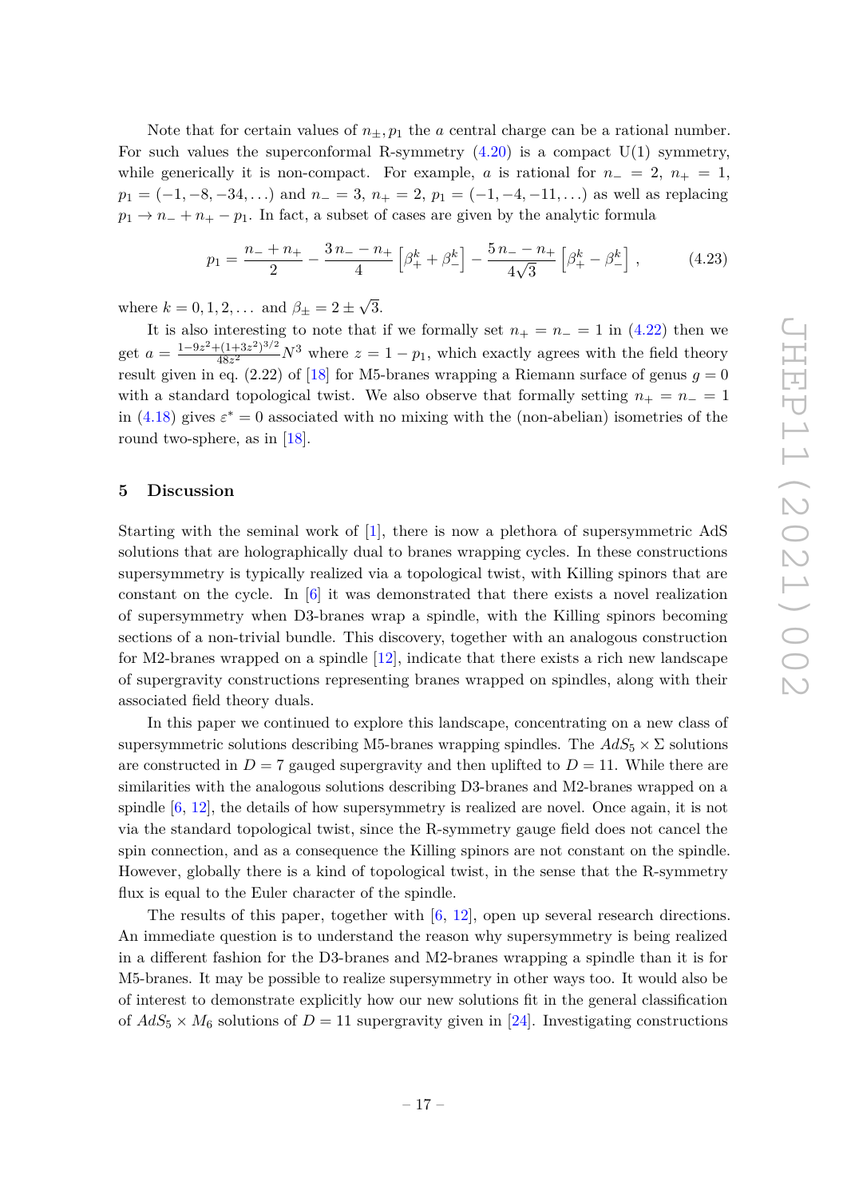Note that for certain values of $n_\pm, p_1$ the $a$ central charge can be a rational number. For such values the superconformal R-symmetry (4.20) is a compact U(1) symmetry, while generically it is non-compact. For example, $a$ is rational for $n_- = 2$, $n_+ = 1$, $p_1 = (-1, -8, -34, \ldots)$ and $n_- = 3$, $n_+ = 2$, $p_1 = (-1, -4, -11, \ldots)$ as well as replacing $p_1 \to n_- + n_+ - p_1$. In fact, a subset of cases are given by the analytic formula

$$p_1 = \frac{n_- + n_+}{2} - \frac{3\,n_- - n_+}{4}\left[\beta_+^k + \beta_-^k\right] - \frac{5\,n_- - n_+}{4\sqrt{3}}\left[\beta_+^k - \beta_-^k\right] , \tag{4.23}$$

where $k = 0, 1, 2, \ldots$ and $\beta_\pm = 2 \pm \sqrt{3}$.

It is also interesting to note that if we formally set $n_+ = n_- = 1$ in (4.22) then we get $a = \frac{1 - 9z^2 + (1+3z^2)^{3/2}}{48z^2} N^3$ where $z = 1 - p_1$, which exactly agrees with the field theory result given in eq. (2.22) of [18] for M5-branes wrapping a Riemann surface of genus $g = 0$ with a standard topological twist. We also observe that formally setting $n_+ = n_- = 1$ in (4.18) gives $\varepsilon^* = 0$ associated with no mixing with the (non-abelian) isometries of the round two-sphere, as in [18].

## 5 Discussion

Starting with the seminal work of [1], there is now a plethora of supersymmetric AdS solutions that are holographically dual to branes wrapping cycles. In these constructions supersymmetry is typically realized via a topological twist, with Killing spinors that are constant on the cycle. In [6] it was demonstrated that there exists a novel realization of supersymmetry when D3-branes wrap a spindle, with the Killing spinors becoming sections of a non-trivial bundle. This discovery, together with an analogous construction for M2-branes wrapped on a spindle [12], indicate that there exists a rich new landscape of supergravity constructions representing branes wrapped on spindles, along with their associated field theory duals.

In this paper we continued to explore this landscape, concentrating on a new class of supersymmetric solutions describing M5-branes wrapping spindles. The $AdS_5 \times \Sigma$ solutions are constructed in $D = 7$ gauged supergravity and then uplifted to $D = 11$. While there are similarities with the analogous solutions describing D3-branes and M2-branes wrapped on a spindle [6, 12], the details of how supersymmetry is realized are novel. Once again, it is not via the standard topological twist, since the R-symmetry gauge field does not cancel the spin connection, and as a consequence the Killing spinors are not constant on the spindle. However, globally there is a kind of topological twist, in the sense that the R-symmetry flux is equal to the Euler character of the spindle.

The results of this paper, together with [6, 12], open up several research directions. An immediate question is to understand the reason why supersymmetry is being realized in a different fashion for the D3-branes and M2-branes wrapping a spindle than it is for M5-branes. It may be possible to realize supersymmetry in other ways too. It would also be of interest to demonstrate explicitly how our new solutions fit in the general classification of $AdS_5 \times M_6$ solutions of $D = 11$ supergravity given in [24]. Investigating constructions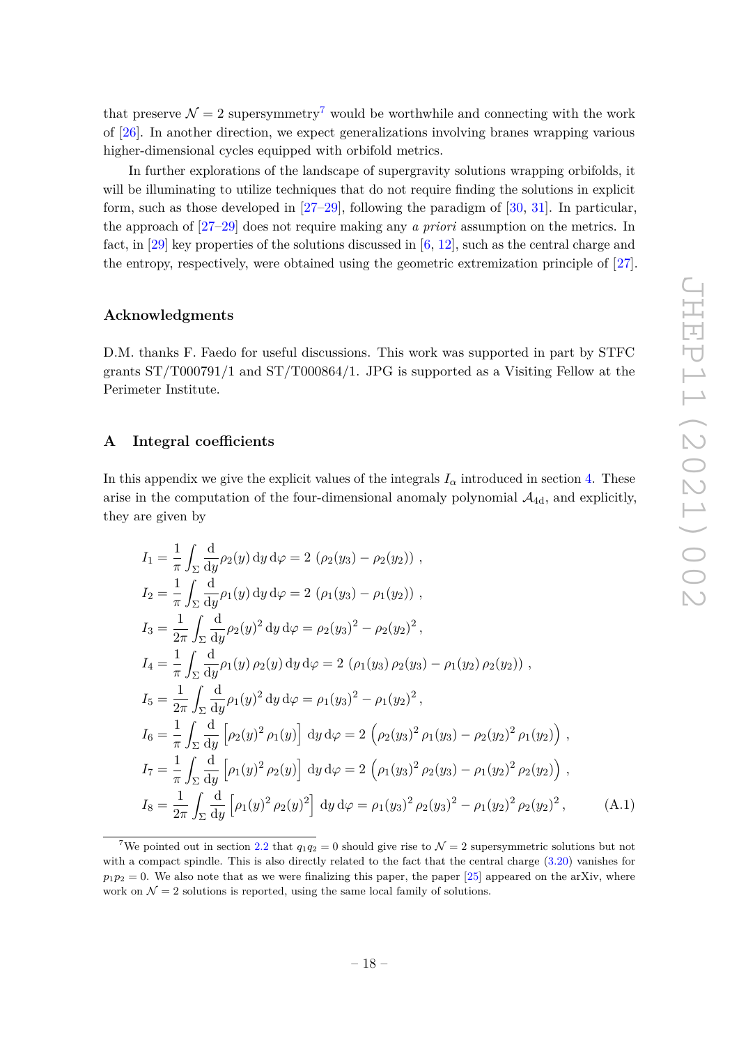that preserve $\mathcal{N} = 2$ supersymmetry[7] would be worthwhile and connecting with the work of [26]. In another direction, we expect generalizations involving branes wrapping various higher-dimensional cycles equipped with orbifold metrics.

In further explorations of the landscape of supergravity solutions wrapping orbifolds, it will be illuminating to utilize techniques that do not require finding the solutions in explicit form, such as those developed in [27–29], following the paradigm of [30, 31]. In particular, the approach of [27–29] does not require making any *a priori* assumption on the metrics. In fact, in [29] key properties of the solutions discussed in [6, 12], such as the central charge and the entropy, respectively, were obtained using the geometric extremization principle of [27].

## Acknowledgments

D.M. thanks F. Faedo for useful discussions. This work was supported in part by STFC grants ST/T000791/1 and ST/T000864/1. JPG is supported as a Visiting Fellow at the Perimeter Institute.

## A Integral coefficients

In this appendix we give the explicit values of the integrals $I_\alpha$ introduced in section 4. These arise in the computation of the four-dimensional anomaly polynomial $\mathcal{A}_{\rm 4d}$, and explicitly, they are given by

$$
\begin{aligned}
I_1 &= \frac{1}{\pi}\int_\Sigma \frac{\mathrm{d}}{\mathrm{d}y}\rho_2(y)\,\mathrm{d}y\,\mathrm{d}\varphi = 2\,\left(\rho_2(y_3)-\rho_2(y_2)\right)\,,\\
I_2 &= \frac{1}{\pi}\int_\Sigma \frac{\mathrm{d}}{\mathrm{d}y}\rho_1(y)\,\mathrm{d}y\,\mathrm{d}\varphi = 2\,\left(\rho_1(y_3)-\rho_1(y_2)\right)\,,\\
I_3 &= \frac{1}{2\pi}\int_\Sigma \frac{\mathrm{d}}{\mathrm{d}y}\rho_2(y)^2\,\mathrm{d}y\,\mathrm{d}\varphi = \rho_2(y_3)^2-\rho_2(y_2)^2\,,\\
I_4 &= \frac{1}{\pi}\int_\Sigma \frac{\mathrm{d}}{\mathrm{d}y}\rho_1(y)\,\rho_2(y)\,\mathrm{d}y\,\mathrm{d}\varphi = 2\,\left(\rho_1(y_3)\,\rho_2(y_3)-\rho_1(y_2)\,\rho_2(y_2)\right)\,,\\
I_5 &= \frac{1}{2\pi}\int_\Sigma \frac{\mathrm{d}}{\mathrm{d}y}\rho_1(y)^2\,\mathrm{d}y\,\mathrm{d}\varphi = \rho_1(y_3)^2-\rho_1(y_2)^2\,,\\
I_6 &= \frac{1}{\pi}\int_\Sigma \frac{\mathrm{d}}{\mathrm{d}y}\left[\rho_2(y)^2\,\rho_1(y)\right]\,\mathrm{d}y\,\mathrm{d}\varphi = 2\,\left(\rho_2(y_3)^2\,\rho_1(y_3)-\rho_2(y_2)^2\,\rho_1(y_2)\right)\,,\\
I_7 &= \frac{1}{\pi}\int_\Sigma \frac{\mathrm{d}}{\mathrm{d}y}\left[\rho_1(y)^2\,\rho_2(y)\right]\,\mathrm{d}y\,\mathrm{d}\varphi = 2\,\left(\rho_1(y_3)^2\,\rho_2(y_3)-\rho_1(y_2)^2\,\rho_2(y_2)\right)\,,\\
I_8 &= \frac{1}{2\pi}\int_\Sigma \frac{\mathrm{d}}{\mathrm{d}y}\left[\rho_1(y)^2\,\rho_2(y)^2\right]\,\mathrm{d}y\,\mathrm{d}\varphi = \rho_1(y_3)^2\,\rho_2(y_3)^2-\rho_1(y_2)^2\,\rho_2(y_2)^2\,,
\end{aligned}
\tag{A.1}
$$

---

[7] We pointed out in section 2.2 that $q_1 q_2 = 0$ should give rise to $\mathcal{N} = 2$ supersymmetric solutions but not with a compact spindle. This is also directly related to the fact that the central charge (3.20) vanishes for $p_1 p_2 = 0$. We also note that as we were finalizing this paper, the paper [25] appeared on the arXiv, where work on $\mathcal{N} = 2$ solutions is reported, using the same local family of solutions.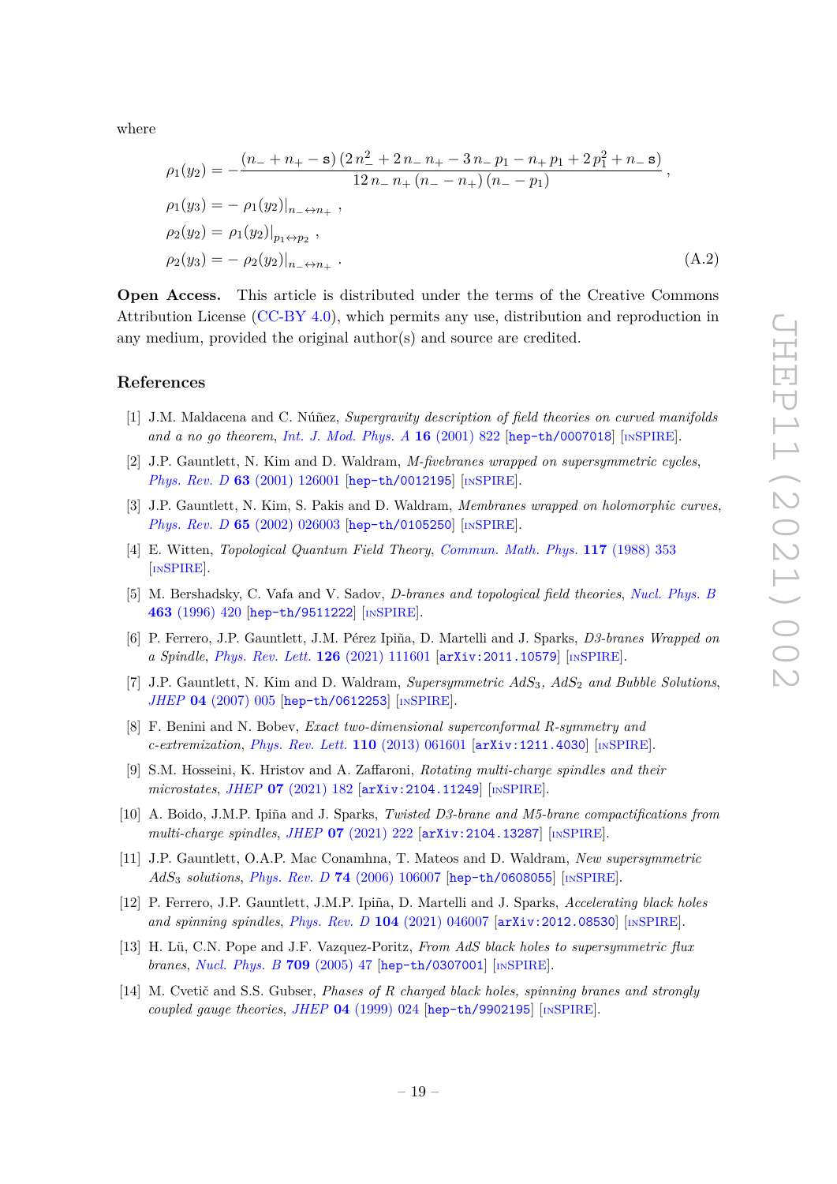where

$$
\begin{aligned}
\rho_1(y_2) &= -\frac{(n_- + n_+ - \mathtt{s})\,(2\,n_-^2 + 2\,n_-\,n_+ - 3\,n_-\,p_1 - n_+\,p_1 + 2\,p_1^2 + n_-\,\mathtt{s})}{12\,n_-\,n_+\,(n_- - n_+)\,(n_- - p_1)}\,, \\
\rho_1(y_3) &= -\left.\rho_1(y_2)\right|_{n_-\leftrightarrow n_+}\,, \\
\rho_2(y_2) &= \left.\rho_1(y_2)\right|_{p_1\leftrightarrow p_2}\,, \\
\rho_2(y_3) &= -\left.\rho_2(y_2)\right|_{n_-\leftrightarrow n_+}\,.
\end{aligned}
\tag{A.2}
$$

**Open Access.** This article is distributed under the terms of the Creative Commons Attribution License (CC-BY 4.0), which permits any use, distribution and reproduction in any medium, provided the original author(s) and source are credited.

## References

[1] J.M. Maldacena and C. Núñez, *Supergravity description of field theories on curved manifolds and a no go theorem*, *Int. J. Mod. Phys. A* **16** (2001) 822 [hep-th/0007018] [INSPIRE].

[2] J.P. Gauntlett, N. Kim and D. Waldram, *M-fivebranes wrapped on supersymmetric cycles*, *Phys. Rev. D* **63** (2001) 126001 [hep-th/0012195] [INSPIRE].

[3] J.P. Gauntlett, N. Kim, S. Pakis and D. Waldram, *Membranes wrapped on holomorphic curves*, *Phys. Rev. D* **65** (2002) 026003 [hep-th/0105250] [INSPIRE].

[4] E. Witten, *Topological Quantum Field Theory*, *Commun. Math. Phys.* **117** (1988) 353 [INSPIRE].

[5] M. Bershadsky, C. Vafa and V. Sadov, *D-branes and topological field theories*, *Nucl. Phys. B* **463** (1996) 420 [hep-th/9511222] [INSPIRE].

[6] P. Ferrero, J.P. Gauntlett, J.M. Pérez Ipiña, D. Martelli and J. Sparks, *D3-branes Wrapped on a Spindle*, *Phys. Rev. Lett.* **126** (2021) 111601 [arXiv:2011.10579] [INSPIRE].

[7] J.P. Gauntlett, N. Kim and D. Waldram, *Supersymmetric AdS$_3$, AdS$_2$ and Bubble Solutions*, *JHEP* **04** (2007) 005 [hep-th/0612253] [INSPIRE].

[8] F. Benini and N. Bobev, *Exact two-dimensional superconformal R-symmetry and c-extremization*, *Phys. Rev. Lett.* **110** (2013) 061601 [arXiv:1211.4030] [INSPIRE].

[9] S.M. Hosseini, K. Hristov and A. Zaffaroni, *Rotating multi-charge spindles and their microstates*, *JHEP* **07** (2021) 182 [arXiv:2104.11249] [INSPIRE].

[10] A. Boido, J.M.P. Ipiña and J. Sparks, *Twisted D3-brane and M5-brane compactifications from multi-charge spindles*, *JHEP* **07** (2021) 222 [arXiv:2104.13287] [INSPIRE].

[11] J.P. Gauntlett, O.A.P. Mac Conamhna, T. Mateos and D. Waldram, *New supersymmetric AdS$_3$ solutions*, *Phys. Rev. D* **74** (2006) 106007 [hep-th/0608055] [INSPIRE].

[12] P. Ferrero, J.P. Gauntlett, J.M.P. Ipiña, D. Martelli and J. Sparks, *Accelerating black holes and spinning spindles*, *Phys. Rev. D* **104** (2021) 046007 [arXiv:2012.08530] [INSPIRE].

[13] H. Lü, C.N. Pope and J.F. Vazquez-Poritz, *From AdS black holes to supersymmetric flux branes*, *Nucl. Phys. B* **709** (2005) 47 [hep-th/0307001] [INSPIRE].

[14] M. Cvetič and S.S. Gubser, *Phases of R charged black holes, spinning branes and strongly coupled gauge theories*, *JHEP* **04** (1999) 024 [hep-th/9902195] [INSPIRE].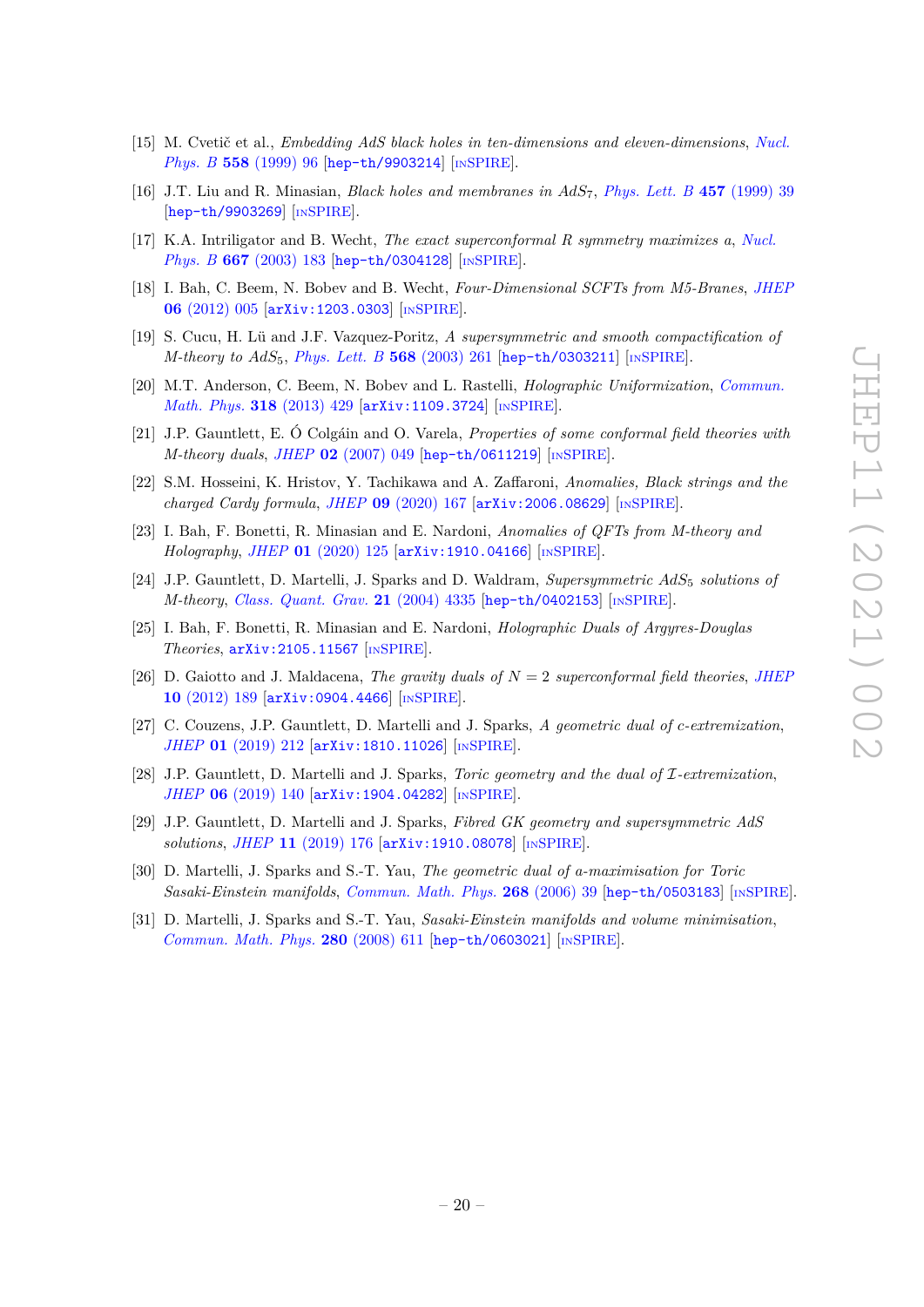[15] M. Cvetič et al., *Embedding AdS black holes in ten-dimensions and eleven-dimensions*, *Nucl. Phys. B* **558** (1999) 96 [hep-th/9903214] [INSPIRE].

[16] J.T. Liu and R. Minasian, *Black holes and membranes in $AdS_7$*, *Phys. Lett. B* **457** (1999) 39 [hep-th/9903269] [INSPIRE].

[17] K.A. Intriligator and B. Wecht, *The exact superconformal R symmetry maximizes a*, *Nucl. Phys. B* **667** (2003) 183 [hep-th/0304128] [INSPIRE].

[18] I. Bah, C. Beem, N. Bobev and B. Wecht, *Four-Dimensional SCFTs from M5-Branes*, *JHEP* **06** (2012) 005 [arXiv:1203.0303] [INSPIRE].

[19] S. Cucu, H. Lü and J.F. Vazquez-Poritz, *A supersymmetric and smooth compactification of M-theory to $AdS_5$*, *Phys. Lett. B* **568** (2003) 261 [hep-th/0303211] [INSPIRE].

[20] M.T. Anderson, C. Beem, N. Bobev and L. Rastelli, *Holographic Uniformization*, *Commun. Math. Phys.* **318** (2013) 429 [arXiv:1109.3724] [INSPIRE].

[21] J.P. Gauntlett, E. Ó Colgáin and O. Varela, *Properties of some conformal field theories with M-theory duals*, *JHEP* **02** (2007) 049 [hep-th/0611219] [INSPIRE].

[22] S.M. Hosseini, K. Hristov, Y. Tachikawa and A. Zaffaroni, *Anomalies, Black strings and the charged Cardy formula*, *JHEP* **09** (2020) 167 [arXiv:2006.08629] [INSPIRE].

[23] I. Bah, F. Bonetti, R. Minasian and E. Nardoni, *Anomalies of QFTs from M-theory and Holography*, *JHEP* **01** (2020) 125 [arXiv:1910.04166] [INSPIRE].

[24] J.P. Gauntlett, D. Martelli, J. Sparks and D. Waldram, *Supersymmetric $AdS_5$ solutions of M-theory*, *Class. Quant. Grav.* **21** (2004) 4335 [hep-th/0402153] [INSPIRE].

[25] I. Bah, F. Bonetti, R. Minasian and E. Nardoni, *Holographic Duals of Argyres-Douglas Theories*, arXiv:2105.11567 [INSPIRE].

[26] D. Gaiotto and J. Maldacena, *The gravity duals of $N = 2$ superconformal field theories*, *JHEP* **10** (2012) 189 [arXiv:0904.4466] [INSPIRE].

[27] C. Couzens, J.P. Gauntlett, D. Martelli and J. Sparks, *A geometric dual of c-extremization*, *JHEP* **01** (2019) 212 [arXiv:1810.11026] [INSPIRE].

[28] J.P. Gauntlett, D. Martelli and J. Sparks, *Toric geometry and the dual of $\mathcal{I}$-extremization*, *JHEP* **06** (2019) 140 [arXiv:1904.04282] [INSPIRE].

[29] J.P. Gauntlett, D. Martelli and J. Sparks, *Fibred GK geometry and supersymmetric AdS solutions*, *JHEP* **11** (2019) 176 [arXiv:1910.08078] [INSPIRE].

[30] D. Martelli, J. Sparks and S.-T. Yau, *The geometric dual of a-maximisation for Toric Sasaki-Einstein manifolds*, *Commun. Math. Phys.* **268** (2006) 39 [hep-th/0503183] [INSPIRE].

[31] D. Martelli, J. Sparks and S.-T. Yau, *Sasaki-Einstein manifolds and volume minimisation*, *Commun. Math. Phys.* **280** (2008) 611 [hep-th/0603021] [INSPIRE].